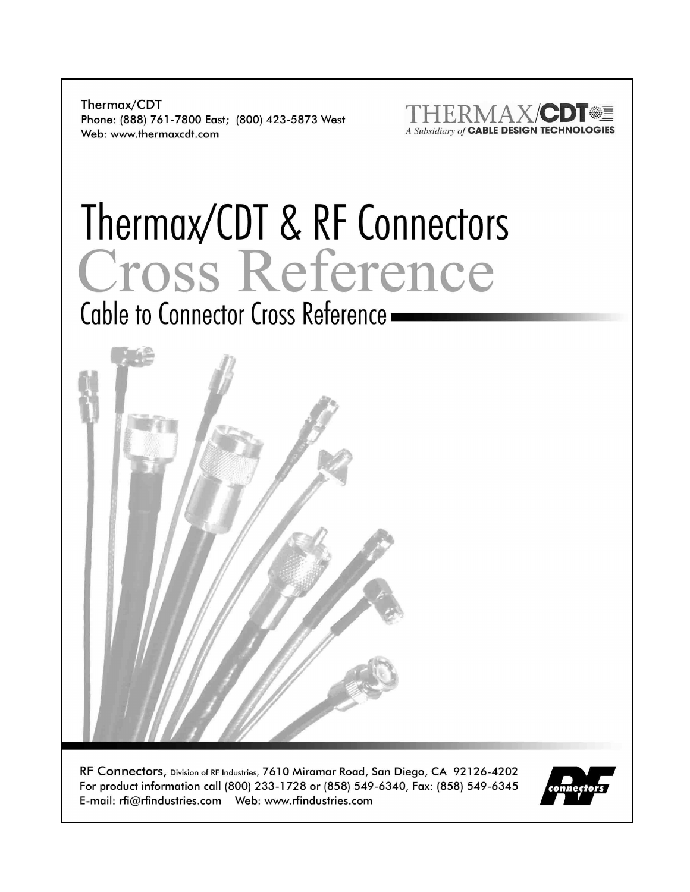Thermax/CDT
Phone: (888) 761-7800 East; (800) 423-5873 West
Web: www.thermaxcdt.com

THERMAX/CDT
*A Subsidiary of* CABLE DESIGN TECHNOLOGIES

# Thermax/CDT & RF Connectors

# Cross Reference

## Cable to Connector Cross Reference

RF Connectors, Division of RF Industries, 7610 Miramar Road, San Diego, CA 92126-4202
For product information call (800) 233-1728 or (858) 549-6340, Fax: (858) 549-6345
E-mail: rfi@rfindustries.com Web: www.rfindustries.com

RF connectors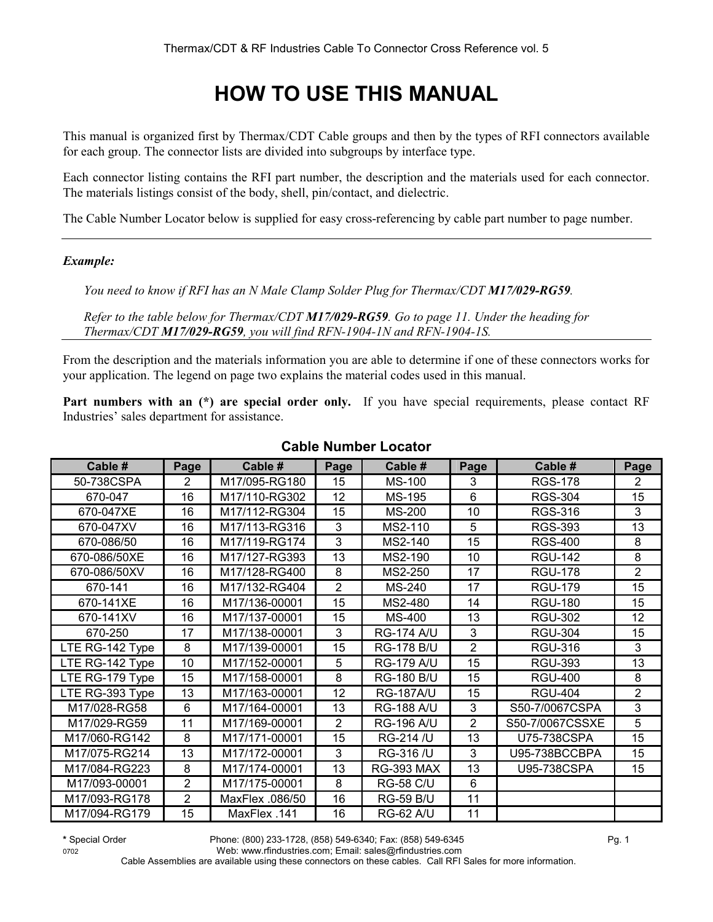# HOW TO USE THIS MANUAL

This manual is organized first by Thermax/CDT Cable groups and then by the types of RFI connectors available for each group. The connector lists are divided into subgroups by interface type.

Each connector listing contains the RFI part number, the description and the materials used for each connector. The materials listings consist of the body, shell, pin/contact, and dielectric.

The Cable Number Locator below is supplied for easy cross-referencing by cable part number to page number.

---

***Example:***

*You need to know if RFI has an N Male Clamp Solder Plug for Thermax/CDT **M17/029-RG59**.*

*Refer to the table below for Thermax/CDT **M17/029-RG59**. Go to page 11. Under the heading for Thermax/CDT **M17/029-RG59**, you will find RFN-1904-1N and RFN-1904-1S.*

---

From the description and the materials information you are able to determine if one of these connectors works for your application. The legend on page two explains the material codes used in this manual.

**Part numbers with an (*) are special order only.** If you have special requirements, please contact RF Industries' sales department for assistance.

### Cable Number Locator

| Cable # | Page | Cable # | Page | Cable # | Page | Cable # | Page |
|---|---|---|---|---|---|---|---|
| 50-738CSPA | 2 | M17/095-RG180 | 15 | MS-100 | 3 | RGS-178 | 2 |
| 670-047 | 16 | M17/110-RG302 | 12 | MS-195 | 6 | RGS-304 | 15 |
| 670-047XE | 16 | M17/112-RG304 | 15 | MS-200 | 10 | RGS-316 | 3 |
| 670-047XV | 16 | M17/113-RG316 | 3 | MS2-110 | 5 | RGS-393 | 13 |
| 670-086/50 | 16 | M17/119-RG174 | 3 | MS2-140 | 15 | RGS-400 | 8 |
| 670-086/50XE | 16 | M17/127-RG393 | 13 | MS2-190 | 10 | RGU-142 | 8 |
| 670-086/50XV | 16 | M17/128-RG400 | 8 | MS2-250 | 17 | RGU-178 | 2 |
| 670-141 | 16 | M17/132-RG404 | 2 | MS-240 | 17 | RGU-179 | 15 |
| 670-141XE | 16 | M17/136-00001 | 15 | MS2-480 | 14 | RGU-180 | 15 |
| 670-141XV | 16 | M17/137-00001 | 15 | MS-400 | 13 | RGU-302 | 12 |
| 670-250 | 17 | M17/138-00001 | 3 | RG-174 A/U | 3 | RGU-304 | 15 |
| LTE RG-142 Type | 8 | M17/139-00001 | 15 | RG-178 B/U | 2 | RGU-316 | 3 |
| LTE RG-142 Type | 10 | M17/152-00001 | 5 | RG-179 A/U | 15 | RGU-393 | 13 |
| LTE RG-179 Type | 15 | M17/158-00001 | 8 | RG-180 B/U | 15 | RGU-400 | 8 |
| LTE RG-393 Type | 13 | M17/163-00001 | 12 | RG-187A/U | 15 | RGU-404 | 2 |
| M17/028-RG58 | 6 | M17/164-00001 | 13 | RG-188 A/U | 3 | S50-7/0067CSPA | 3 |
| M17/029-RG59 | 11 | M17/169-00001 | 2 | RG-196 A/U | 2 | S50-7/0067CSSXE | 5 |
| M17/060-RG142 | 8 | M17/171-00001 | 15 | RG-214 /U | 13 | U75-738CSPA | 15 |
| M17/075-RG214 | 13 | M17/172-00001 | 3 | RG-316 /U | 3 | U95-738BCCBPA | 15 |
| M17/084-RG223 | 8 | M17/174-00001 | 13 | RG-393 MAX | 13 | U95-738CSPA | 15 |
| M17/093-00001 | 2 | M17/175-00001 | 8 | RG-58 C/U | 6 | | |
| M17/093-RG178 | 2 | MaxFlex .086/50 | 16 | RG-59 B/U | 11 | | |
| M17/094-RG179 | 15 | MaxFlex .141 | 16 | RG-62 A/U | 11 | | |

**\*** Special Order

Phone: (800) 233-1728, (858) 549-6340; Fax: (858) 549-6345

Web: www.rfindustries.com; Email: sales@rfindustries.com

Cable Assemblies are available using these connectors on these cables. Call RFI Sales for more information.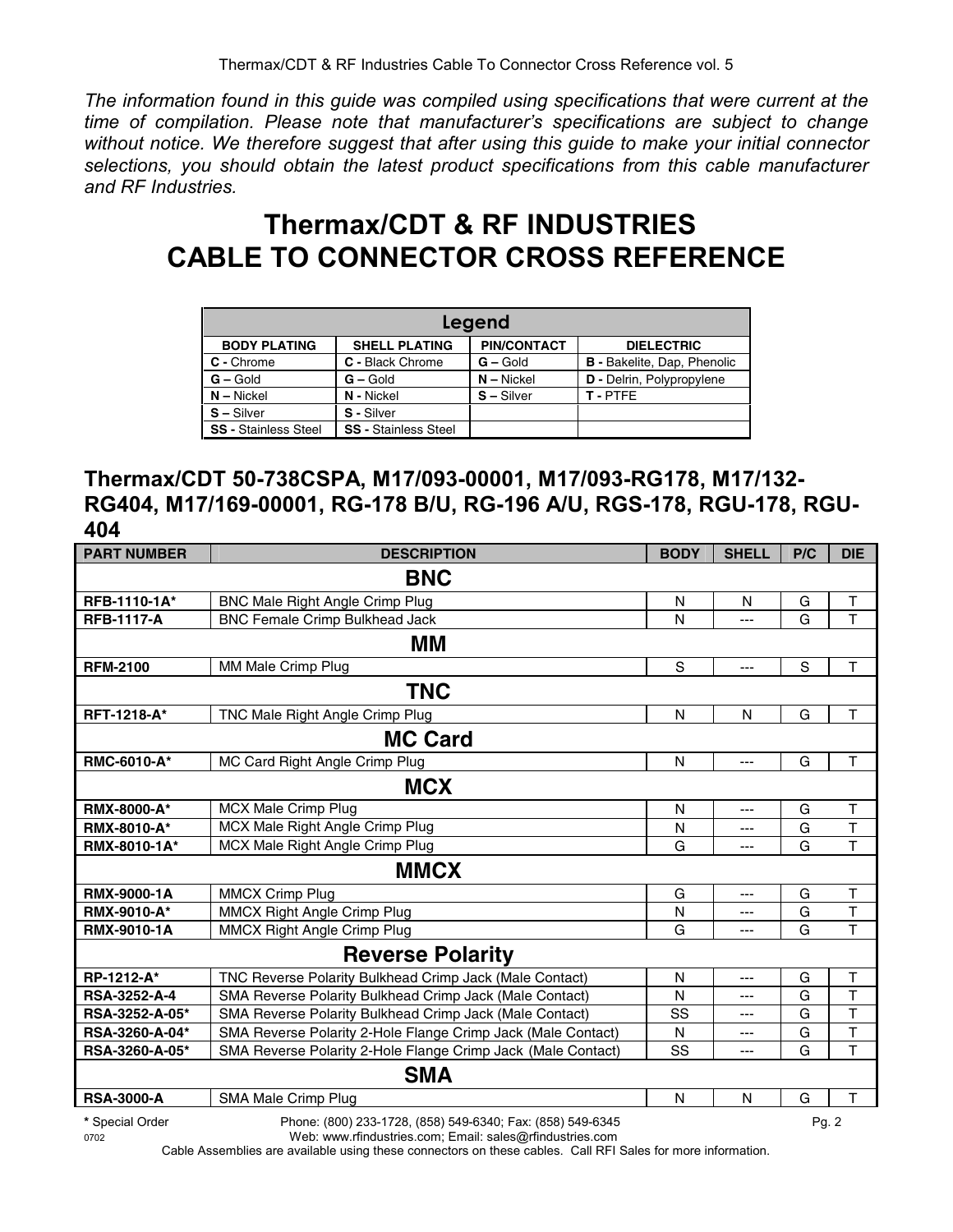*The information found in this guide was compiled using specifications that were current at the time of compilation. Please note that manufacturer's specifications are subject to change without notice. We therefore suggest that after using this guide to make your initial connector selections, you should obtain the latest product specifications from this cable manufacturer and RF Industries.*

# Thermax/CDT & RF INDUSTRIES
# CABLE TO CONNECTOR CROSS REFERENCE

| Legend | | | |
|---|---|---|---|
| **BODY PLATING** | **SHELL PLATING** | **PIN/CONTACT** | **DIELECTRIC** |
| **C -** Chrome | **C -** Black Chrome | **G –** Gold | **B -** Bakelite, Dap, Phenolic |
| **G –** Gold | **G –** Gold | **N –** Nickel | **D -** Delrin, Polypropylene |
| **N –** Nickel | **N -** Nickel | **S –** Silver | **T -** PTFE |
| **S –** Silver | **S -** Silver | | |
| **SS -** Stainless Steel | **SS -** Stainless Steel | | |

## Thermax/CDT 50-738CSPA, M17/093-00001, M17/093-RG178, M17/132-RG404, M17/169-00001, RG-178 B/U, RG-196 A/U, RGS-178, RGU-178, RGU-404

| PART NUMBER | DESCRIPTION | BODY | SHELL | P/C | DIE |
|---|---|---|---|---|---|
| **BNC** | | | | | |
| **RFB-1110-1A*** | BNC Male Right Angle Crimp Plug | N | N | G | T |
| **RFB-1117-A** | BNC Female Crimp Bulkhead Jack | N | --- | G | T |
| **MM** | | | | | |
| **RFM-2100** | MM Male Crimp Plug | S | --- | S | T |
| **TNC** | | | | | |
| **RFT-1218-A*** | TNC Male Right Angle Crimp Plug | N | N | G | T |
| **MC Card** | | | | | |
| **RMC-6010-A*** | MC Card Right Angle Crimp Plug | N | --- | G | T |
| **MCX** | | | | | |
| **RMX-8000-A*** | MCX Male Crimp Plug | N | --- | G | T |
| **RMX-8010-A*** | MCX Male Right Angle Crimp Plug | N | --- | G | T |
| **RMX-8010-1A*** | MCX Male Right Angle Crimp Plug | G | --- | G | T |
| **MMCX** | | | | | |
| **RMX-9000-1A** | MMCX Crimp Plug | G | --- | G | T |
| **RMX-9010-A*** | MMCX Right Angle Crimp Plug | N | --- | G | T |
| **RMX-9010-1A** | MMCX Right Angle Crimp Plug | G | --- | G | T |
| **Reverse Polarity** | | | | | |
| **RP-1212-A*** | TNC Reverse Polarity Bulkhead Crimp Jack (Male Contact) | N | --- | G | T |
| **RSA-3252-A-4** | SMA Reverse Polarity Bulkhead Crimp Jack (Male Contact) | N | --- | G | T |
| **RSA-3252-A-05*** | SMA Reverse Polarity Bulkhead Crimp Jack (Male Contact) | SS | --- | G | T |
| **RSA-3260-A-04*** | SMA Reverse Polarity 2-Hole Flange Crimp Jack (Male Contact) | N | --- | G | T |
| **RSA-3260-A-05*** | SMA Reverse Polarity 2-Hole Flange Crimp Jack (Male Contact) | SS | --- | G | T |
| **SMA** | | | | | |
| **RSA-3000-A** | SMA Male Crimp Plug | N | N | G | T |

**\*** Special Order

Cable Assemblies are available using these connectors on these cables. Call RFI Sales for more information.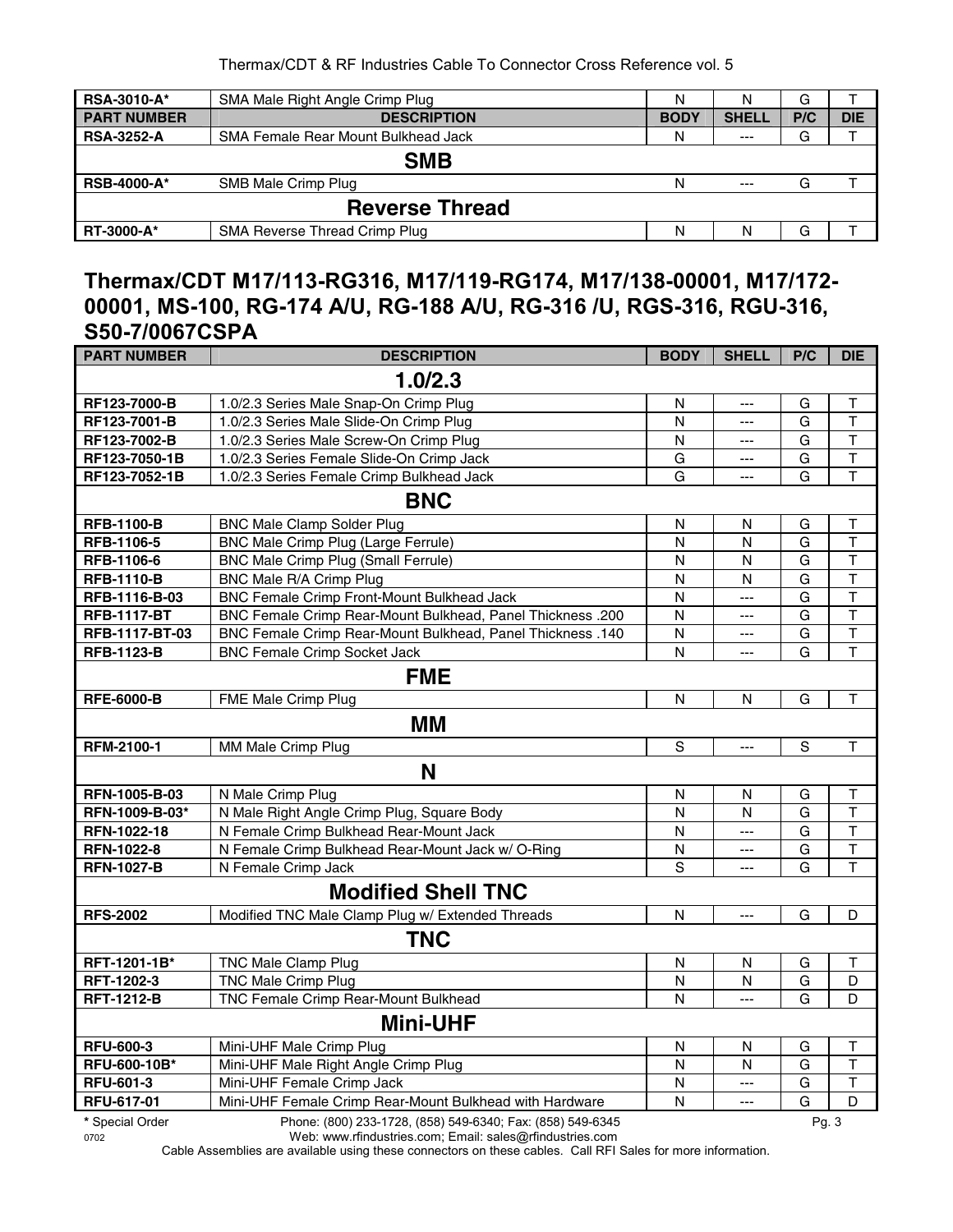| RSA-3010-A* | SMA Male Right Angle Crimp Plug | N | N | G | T |
|---|---|---|---|---|---|
| **PART NUMBER** | **DESCRIPTION** | **BODY** | **SHELL** | **P/C** | **DIE** |
| **RSA-3252-A** | SMA Female Rear Mount Bulkhead Jack | N | --- | G | T |
| | **SMB** | | | | |
| **RSB-4000-A*** | SMB Male Crimp Plug | N | --- | G | T |
| | **Reverse Thread** | | | | |
| **RT-3000-A*** | SMA Reverse Thread Crimp Plug | N | N | G | T |

## Thermax/CDT M17/113-RG316, M17/119-RG174, M17/138-00001, M17/172-00001, MS-100, RG-174 A/U, RG-188 A/U, RG-316 /U, RGS-316, RGU-316, S50-7/0067CSPA

| PART NUMBER | DESCRIPTION | BODY | SHELL | P/C | DIE |
|---|---|---|---|---|---|
| | **1.0/2.3** | | | | |
| **RF123-7000-B** | 1.0/2.3 Series Male Snap-On Crimp Plug | N | --- | G | T |
| **RF123-7001-B** | 1.0/2.3 Series Male Slide-On Crimp Plug | N | --- | G | T |
| **RF123-7002-B** | 1.0/2.3 Series Male Screw-On Crimp Plug | N | --- | G | T |
| **RF123-7050-1B** | 1.0/2.3 Series Female Slide-On Crimp Jack | G | --- | G | T |
| **RF123-7052-1B** | 1.0/2.3 Series Female Crimp Bulkhead Jack | G | --- | G | T |
| | **BNC** | | | | |
| **RFB-1100-B** | BNC Male Clamp Solder Plug | N | N | G | T |
| **RFB-1106-5** | BNC Male Crimp Plug (Large Ferrule) | N | N | G | T |
| **RFB-1106-6** | BNC Male Crimp Plug (Small Ferrule) | N | N | G | T |
| **RFB-1110-B** | BNC Male R/A Crimp Plug | N | N | G | T |
| **RFB-1116-B-03** | BNC Female Crimp Front-Mount Bulkhead Jack | N | --- | G | T |
| **RFB-1117-BT** | BNC Female Crimp Rear-Mount Bulkhead, Panel Thickness .200 | N | --- | G | T |
| **RFB-1117-BT-03** | BNC Female Crimp Rear-Mount Bulkhead, Panel Thickness .140 | N | --- | G | T |
| **RFB-1123-B** | BNC Female Crimp Socket Jack | N | --- | G | T |
| | **FME** | | | | |
| **RFE-6000-B** | FME Male Crimp Plug | N | N | G | T |
| | **MM** | | | | |
| **RFM-2100-1** | MM Male Crimp Plug | S | --- | S | T |
| | **N** | | | | |
| **RFN-1005-B-03** | N Male Crimp Plug | N | N | G | T |
| **RFN-1009-B-03*** | N Male Right Angle Crimp Plug, Square Body | N | N | G | T |
| **RFN-1022-18** | N Female Crimp Bulkhead Rear-Mount Jack | N | --- | G | T |
| **RFN-1022-8** | N Female Crimp Bulkhead Rear-Mount Jack w/ O-Ring | N | --- | G | T |
| **RFN-1027-B** | N Female Crimp Jack | S | --- | G | T |
| | **Modified Shell TNC** | | | | |
| **RFS-2002** | Modified TNC Male Clamp Plug w/ Extended Threads | N | --- | G | D |
| | **TNC** | | | | |
| **RFT-1201-1B*** | TNC Male Clamp Plug | N | N | G | T |
| **RFT-1202-3** | TNC Male Crimp Plug | N | N | G | D |
| **RFT-1212-B** | TNC Female Crimp Rear-Mount Bulkhead | N | --- | G | D |
| | **Mini-UHF** | | | | |
| **RFU-600-3** | Mini-UHF Male Crimp Plug | N | N | G | T |
| **RFU-600-10B*** | Mini-UHF Male Right Angle Crimp Plug | N | N | G | T |
| **RFU-601-3** | Mini-UHF Female Crimp Jack | N | --- | G | T |
| **RFU-617-01** | Mini-UHF Female Crimp Rear-Mount Bulkhead with Hardware | N | --- | G | D |

**\*** Special Order

Phone: (800) 233-1728, (858) 549-6340; Fax: (858) 549-6345
Web: www.rfindustries.com; Email: sales@rfindustries.com

Cable Assemblies are available using these connectors on these cables. Call RFI Sales for more information.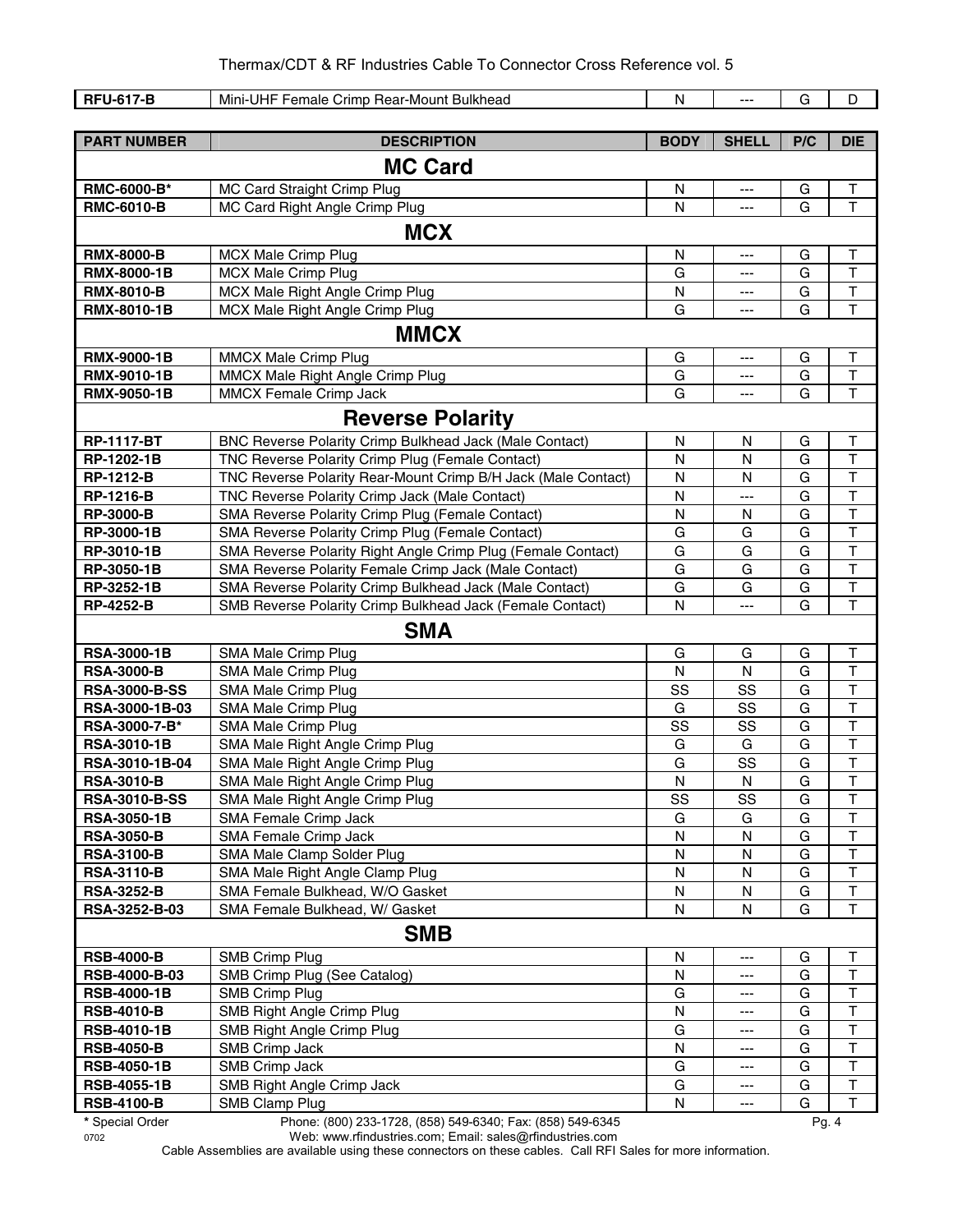| RFU-617-B | Mini-UHF Female Crimp Rear-Mount Bulkhead | N | --- | G | D |
|---|---|---|---|---|---|

| PART NUMBER | DESCRIPTION | BODY | SHELL | P/C | DIE |
|---|---|---|---|---|---|
| **MC Card** | | | | | |
| **RMC-6000-B*** | MC Card Straight Crimp Plug | N | --- | G | T |
| **RMC-6010-B** | MC Card Right Angle Crimp Plug | N | --- | G | T |
| **MCX** | | | | | |
| **RMX-8000-B** | MCX Male Crimp Plug | N | --- | G | T |
| **RMX-8000-1B** | MCX Male Crimp Plug | G | --- | G | T |
| **RMX-8010-B** | MCX Male Right Angle Crimp Plug | N | --- | G | T |
| **RMX-8010-1B** | MCX Male Right Angle Crimp Plug | G | --- | G | T |
| **MMCX** | | | | | |
| **RMX-9000-1B** | MMCX Male Crimp Plug | G | --- | G | T |
| **RMX-9010-1B** | MMCX Male Right Angle Crimp Plug | G | --- | G | T |
| **RMX-9050-1B** | MMCX Female Crimp Jack | G | --- | G | T |
| **Reverse Polarity** | | | | | |
| **RP-1117-BT** | BNC Reverse Polarity Crimp Bulkhead Jack (Male Contact) | N | N | G | T |
| **RP-1202-1B** | TNC Reverse Polarity Crimp Plug (Female Contact) | N | N | G | T |
| **RP-1212-B** | TNC Reverse Polarity Rear-Mount Crimp B/H Jack (Male Contact) | N | N | G | T |
| **RP-1216-B** | TNC Reverse Polarity Crimp Jack (Male Contact) | N | --- | G | T |
| **RP-3000-B** | SMA Reverse Polarity Crimp Plug (Female Contact) | N | N | G | T |
| **RP-3000-1B** | SMA Reverse Polarity Crimp Plug (Female Contact) | G | G | G | T |
| **RP-3010-1B** | SMA Reverse Polarity Right Angle Crimp Plug (Female Contact) | G | G | G | T |
| **RP-3050-1B** | SMA Reverse Polarity Female Crimp Jack (Male Contact) | G | G | G | T |
| **RP-3252-1B** | SMA Reverse Polarity Crimp Bulkhead Jack (Male Contact) | G | G | G | T |
| **RP-4252-B** | SMB Reverse Polarity Crimp Bulkhead Jack (Female Contact) | N | --- | G | T |
| **SMA** | | | | | |
| **RSA-3000-1B** | SMA Male Crimp Plug | G | G | G | T |
| **RSA-3000-B** | SMA Male Crimp Plug | N | N | G | T |
| **RSA-3000-B-SS** | SMA Male Crimp Plug | SS | SS | G | T |
| **RSA-3000-1B-03** | SMA Male Crimp Plug | G | SS | G | T |
| **RSA-3000-7-B*** | SMA Male Crimp Plug | SS | SS | G | T |
| **RSA-3010-1B** | SMA Male Right Angle Crimp Plug | G | G | G | T |
| **RSA-3010-1B-04** | SMA Male Right Angle Crimp Plug | G | SS | G | T |
| **RSA-3010-B** | SMA Male Right Angle Crimp Plug | N | N | G | T |
| **RSA-3010-B-SS** | SMA Male Right Angle Crimp Plug | SS | SS | G | T |
| **RSA-3050-1B** | SMA Female Crimp Jack | G | G | G | T |
| **RSA-3050-B** | SMA Female Crimp Jack | N | N | G | T |
| **RSA-3100-B** | SMA Male Clamp Solder Plug | N | N | G | T |
| **RSA-3110-B** | SMA Male Right Angle Clamp Plug | N | N | G | T |
| **RSA-3252-B** | SMA Female Bulkhead, W/O Gasket | N | N | G | T |
| **RSA-3252-B-03** | SMA Female Bulkhead, W/ Gasket | N | N | G | T |
| **SMB** | | | | | |
| **RSB-4000-B** | SMB Crimp Plug | N | --- | G | T |
| **RSB-4000-B-03** | SMB Crimp Plug (See Catalog) | N | --- | G | T |
| **RSB-4000-1B** | SMB Crimp Plug | G | --- | G | T |
| **RSB-4010-B** | SMB Right Angle Crimp Plug | N | --- | G | T |
| **RSB-4010-1B** | SMB Right Angle Crimp Plug | G | --- | G | T |
| **RSB-4050-B** | SMB Crimp Jack | N | --- | G | T |
| **RSB-4050-1B** | SMB Crimp Jack | G | --- | G | T |
| **RSB-4055-1B** | SMB Right Angle Crimp Jack | G | --- | G | T |
| **RSB-4100-B** | SMB Clamp Plug | N | --- | G | T |

**\*** Special Order

Phone: (800) 233-1728, (858) 549-6340; Fax: (858) 549-6345

Web: www.rfindustries.com; Email: sales@rfindustries.com

Cable Assemblies are available using these connectors on these cables. Call RFI Sales for more information.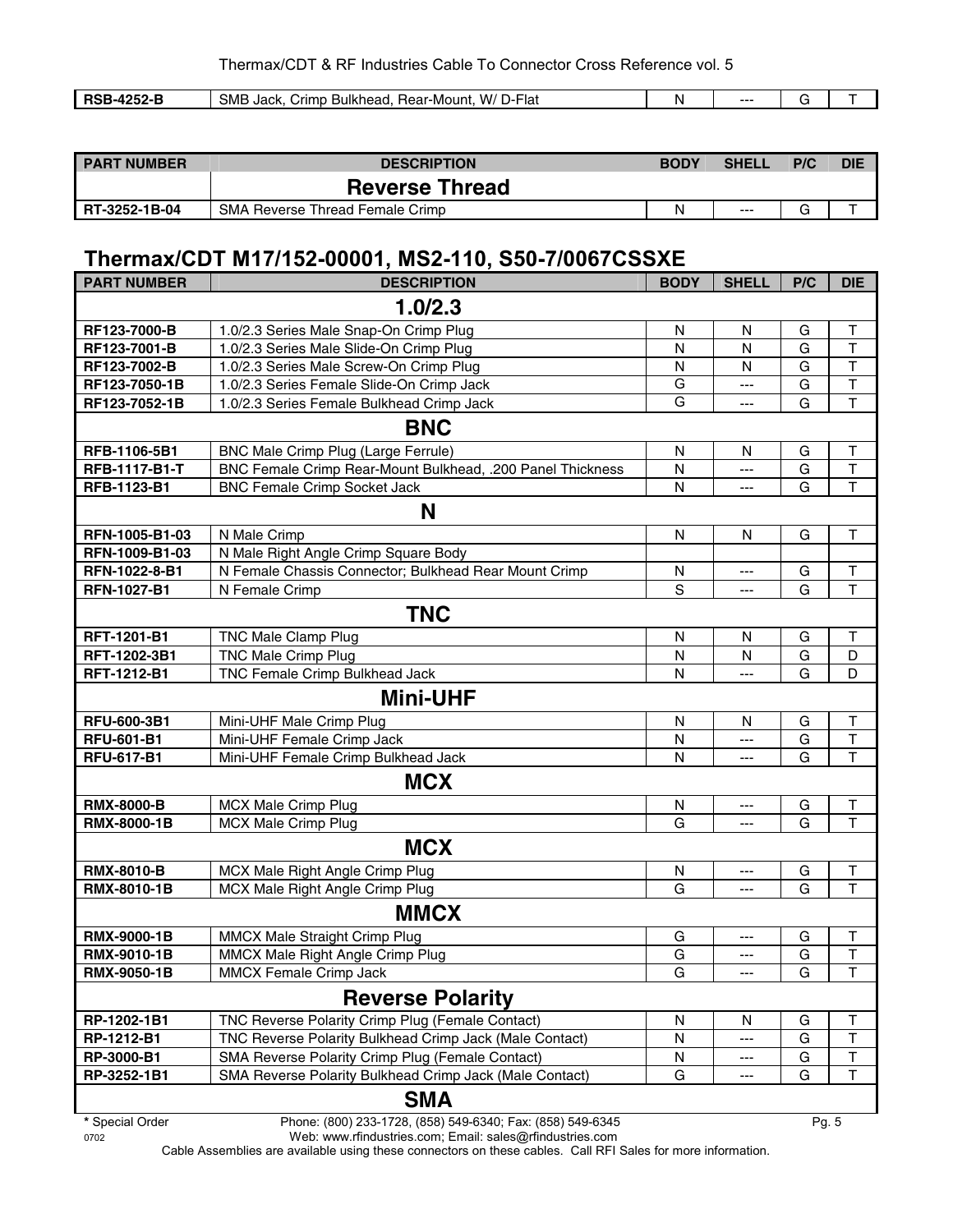| RSB-4252-B | SMB Jack, Crimp Bulkhead, Rear-Mount, W/ D-Flat | N | --- | G | T |
|---|---|---|---|---|---|

| PART NUMBER | DESCRIPTION | BODY | SHELL | P/C | DIE |
|---|---|---|---|---|---|
| | **Reverse Thread** | | | | |
| RT-3252-1B-04 | SMA Reverse Thread Female Crimp | N | --- | G | T |

## Thermax/CDT M17/152-00001, MS2-110, S50-7/0067CSSXE

| PART NUMBER | DESCRIPTION | BODY | SHELL | P/C | DIE |
|---|---|---|---|---|---|
| | **1.0/2.3** | | | | |
| RF123-7000-B | 1.0/2.3 Series Male Snap-On Crimp Plug | N | N | G | T |
| RF123-7001-B | 1.0/2.3 Series Male Slide-On Crimp Plug | N | N | G | T |
| RF123-7002-B | 1.0/2.3 Series Male Screw-On Crimp Plug | N | N | G | T |
| RF123-7050-1B | 1.0/2.3 Series Female Slide-On Crimp Jack | G | --- | G | T |
| RF123-7052-1B | 1.0/2.3 Series Female Bulkhead Crimp Jack | G | --- | G | T |
| | **BNC** | | | | |
| RFB-1106-5B1 | BNC Male Crimp Plug (Large Ferrule) | N | N | G | T |
| RFB-1117-B1-T | BNC Female Crimp Rear-Mount Bulkhead, .200 Panel Thickness | N | --- | G | T |
| RFB-1123-B1 | BNC Female Crimp Socket Jack | N | --- | G | T |
| | **N** | | | | |
| RFN-1005-B1-03 | N Male Crimp | N | N | G | T |
| RFN-1009-B1-03 | N Male Right Angle Crimp Square Body | | | | |
| RFN-1022-8-B1 | N Female Chassis Connector; Bulkhead Rear Mount Crimp | N | --- | G | T |
| RFN-1027-B1 | N Female Crimp | S | --- | G | T |
| | **TNC** | | | | |
| RFT-1201-B1 | TNC Male Clamp Plug | N | N | G | T |
| RFT-1202-3B1 | TNC Male Crimp Plug | N | N | G | D |
| RFT-1212-B1 | TNC Female Crimp Bulkhead Jack | N | --- | G | D |
| | **Mini-UHF** | | | | |
| RFU-600-3B1 | Mini-UHF Male Crimp Plug | N | N | G | T |
| RFU-601-B1 | Mini-UHF Female Crimp Jack | N | --- | G | T |
| RFU-617-B1 | Mini-UHF Female Crimp Bulkhead Jack | N | --- | G | T |
| | **MCX** | | | | |
| RMX-8000-B | MCX Male Crimp Plug | N | --- | G | T |
| RMX-8000-1B | MCX Male Crimp Plug | G | --- | G | T |
| | **MCX** | | | | |
| RMX-8010-B | MCX Male Right Angle Crimp Plug | N | --- | G | T |
| RMX-8010-1B | MCX Male Right Angle Crimp Plug | G | --- | G | T |
| | **MMCX** | | | | |
| RMX-9000-1B | MMCX Male Straight Crimp Plug | G | --- | G | T |
| RMX-9010-1B | MMCX Male Right Angle Crimp Plug | G | --- | G | T |
| RMX-9050-1B | MMCX Female Crimp Jack | G | --- | G | T |
| | **Reverse Polarity** | | | | |
| RP-1202-1B1 | TNC Reverse Polarity Crimp Plug (Female Contact) | N | N | G | T |
| RP-1212-B1 | TNC Reverse Polarity Bulkhead Crimp Jack (Male Contact) | N | --- | G | T |
| RP-3000-B1 | SMA Reverse Polarity Crimp Plug (Female Contact) | N | --- | G | T |
| RP-3252-1B1 | SMA Reverse Polarity Bulkhead Crimp Jack (Male Contact) | G | --- | G | T |
| | **SMA** | | | | |

* Special Order

Phone: (800) 233-1728, (858) 549-6340; Fax: (858) 549-6345
Web: www.rfindustries.com; Email: sales@rfindustries.com
Cable Assemblies are available using these connectors on these cables. Call RFI Sales for more information.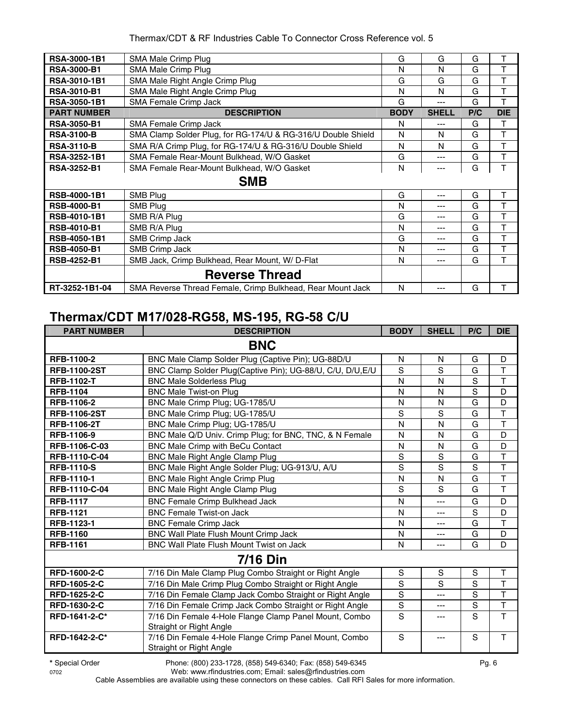| RSA-3000-1B1 | SMA Male Crimp Plug | G | G | G | T |
|---|---|---|---|---|---|
| RSA-3000-B1 | SMA Male Crimp Plug | N | N | G | T |
| RSA-3010-1B1 | SMA Male Right Angle Crimp Plug | G | G | G | T |
| RSA-3010-B1 | SMA Male Right Angle Crimp Plug | N | N | G | T |
| RSA-3050-1B1 | SMA Female Crimp Jack | G | --- | G | T |
| **PART NUMBER** | **DESCRIPTION** | **BODY** | **SHELL** | **P/C** | **DIE** |
| RSA-3050-B1 | SMA Female Crimp Jack | N | --- | G | T |
| RSA-3100-B | SMA Clamp Solder Plug, for RG-174/U & RG-316/U Double Shield | N | N | G | T |
| RSA-3110-B | SMA R/A Crimp Plug, for RG-174/U & RG-316/U Double Shield | N | N | G | T |
| RSA-3252-1B1 | SMA Female Rear-Mount Bulkhead, W/O Gasket | G | --- | G | T |
| RSA-3252-B1 | SMA Female Rear-Mount Bulkhead, W/O Gasket | N | --- | G | T |
| | **SMB** | | | | |
| RSB-4000-1B1 | SMB Plug | G | --- | G | T |
| RSB-4000-B1 | SMB Plug | N | --- | G | T |
| RSB-4010-1B1 | SMB R/A Plug | G | --- | G | T |
| RSB-4010-B1 | SMB R/A Plug | N | --- | G | T |
| RSB-4050-1B1 | SMB Crimp Jack | G | --- | G | T |
| RSB-4050-B1 | SMB Crimp Jack | N | --- | G | T |
| RSB-4252-B1 | SMB Jack, Crimp Bulkhead, Rear Mount, W/ D-Flat | N | --- | G | T |
| | **Reverse Thread** | | | | |
| RT-3252-1B1-04 | SMA Reverse Thread Female, Crimp Bulkhead, Rear Mount Jack | N | --- | G | T |

## Thermax/CDT M17/028-RG58, MS-195, RG-58 C/U

| PART NUMBER | DESCRIPTION | BODY | SHELL | P/C | DIE |
|---|---|---|---|---|---|
| | **BNC** | | | | |
| RFB-1100-2 | BNC Male Clamp Solder Plug (Captive Pin); UG-88D/U | N | N | G | D |
| RFB-1100-2ST | BNC Clamp Solder Plug(Captive Pin); UG-88/U, C/U, D/U,E/U | S | S | G | T |
| RFB-1102-T | BNC Male Solderless Plug | N | N | S | T |
| RFB-1104 | BNC Male Twist-on Plug | N | N | S | D |
| RFB-1106-2 | BNC Male Crimp Plug; UG-1785/U | N | N | G | D |
| RFB-1106-2ST | BNC Male Crimp Plug; UG-1785/U | S | S | G | T |
| RFB-1106-2T | BNC Male Crimp Plug; UG-1785/U | N | N | G | T |
| RFB-1106-9 | BNC Male Q/D Univ. Crimp Plug; for BNC, TNC, & N Female | N | N | G | D |
| RFB-1106-C-03 | BNC Male Crimp with BeCu Contact | N | N | G | D |
| RFB-1110-C-04 | BNC Male Right Angle Clamp Plug | S | S | G | T |
| RFB-1110-S | BNC Male Right Angle Solder Plug; UG-913/U, A/U | S | S | S | T |
| RFB-1110-1 | BNC Male Right Angle Crimp Plug | N | N | G | T |
| RFB-1110-C-04 | BNC Male Right Angle Clamp Plug | S | S | G | T |
| RFB-1117 | BNC Female Crimp Bulkhead Jack | N | --- | G | D |
| RFB-1121 | BNC Female Twist-on Jack | N | --- | S | D |
| RFB-1123-1 | BNC Female Crimp Jack | N | --- | G | T |
| RFB-1160 | BNC Wall Plate Flush Mount Crimp Jack | N | --- | G | D |
| RFB-1161 | BNC Wall Plate Flush Mount Twist on Jack | N | --- | G | D |
| | **7/16 Din** | | | | |
| RFD-1600-2-C | 7/16 Din Male Clamp Plug Combo Straight or Right Angle | S | S | S | T |
| RFD-1605-2-C | 7/16 Din Male Crimp Plug Combo Straight or Right Angle | S | S | S | T |
| RFD-1625-2-C | 7/16 Din Female Clamp Jack Combo Straight or Right Angle | S | --- | S | T |
| RFD-1630-2-C | 7/16 Din Female Crimp Jack Combo Straight or Right Angle | S | --- | S | T |
| RFD-1641-2-C* | 7/16 Din Female 4-Hole Flange Clamp Panel Mount, Combo Straight or Right Angle | S | --- | S | T |
| RFD-1642-2-C* | 7/16 Din Female 4-Hole Flange Crimp Panel Mount, Combo Straight or Right Angle | S | --- | S | T |

* Special Order

Phone: (800) 233-1728, (858) 549-6340; Fax: (858) 549-6345
Web: www.rfindustries.com; Email: sales@rfindustries.com
Cable Assemblies are available using these connectors on these cables. Call RFI Sales for more information.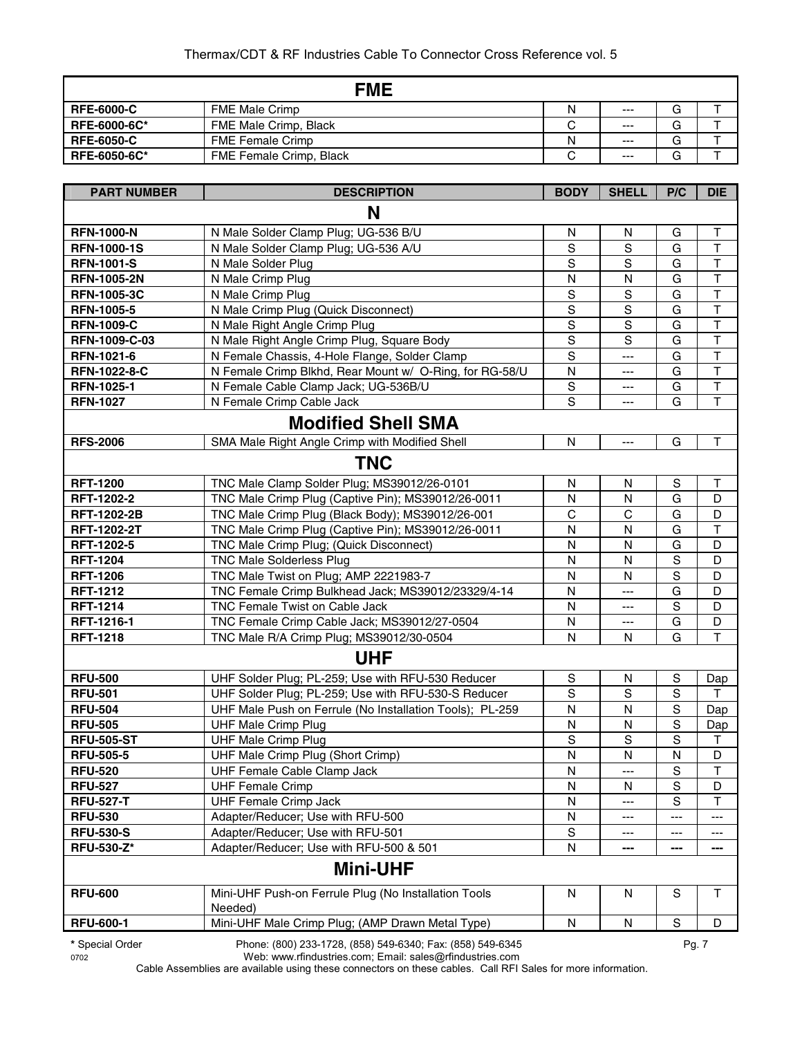| PART NUMBER | DESCRIPTION | BODY | SHELL | P/C | DIE |
|---|---|---|---|---|---|
| **FME** | | | | | |
| **RFE-6000-C** | FME Male Crimp | N | --- | G | T |
| **RFE-6000-6C*** | FME Male Crimp, Black | C | --- | G | T |
| **RFE-6050-C** | FME Female Crimp | N | --- | G | T |
| **RFE-6050-6C*** | FME Female Crimp, Black | C | --- | G | T |
| **N** | | | | | |
| **RFN-1000-N** | N Male Solder Clamp Plug; UG-536 B/U | N | N | G | T |
| **RFN-1000-1S** | N Male Solder Clamp Plug; UG-536 A/U | S | S | G | T |
| **RFN-1001-S** | N Male Solder Plug | S | S | G | T |
| **RFN-1005-2N** | N Male Crimp Plug | N | N | G | T |
| **RFN-1005-3C** | N Male Crimp Plug | S | S | G | T |
| **RFN-1005-5** | N Male Crimp Plug (Quick Disconnect) | S | S | G | T |
| **RFN-1009-C** | N Male Right Angle Crimp Plug | S | S | G | T |
| **RFN-1009-C-03** | N Male Right Angle Crimp Plug, Square Body | S | S | G | T |
| **RFN-1021-6** | N Female Chassis, 4-Hole Flange, Solder Clamp | S | --- | G | T |
| **RFN-1022-8-C** | N Female Crimp Blkhd, Rear Mount w/ O-Ring, for RG-58/U | N | --- | G | T |
| **RFN-1025-1** | N Female Cable Clamp Jack; UG-536B/U | S | --- | G | T |
| **RFN-1027** | N Female Crimp Cable Jack | S | --- | G | T |
| **Modified Shell SMA** | | | | | |
| **RFS-2006** | SMA Male Right Angle Crimp with Modified Shell | N | --- | G | T |
| **TNC** | | | | | |
| **RFT-1200** | TNC Male Clamp Solder Plug; MS39012/26-0101 | N | N | S | T |
| **RFT-1202-2** | TNC Male Crimp Plug (Captive Pin); MS39012/26-0011 | N | N | G | D |
| **RFT-1202-2B** | TNC Male Crimp Plug (Black Body); MS39012/26-001 | C | C | G | D |
| **RFT-1202-2T** | TNC Male Crimp Plug (Captive Pin); MS39012/26-0011 | N | N | G | T |
| **RFT-1202-5** | TNC Male Crimp Plug; (Quick Disconnect) | N | N | G | D |
| **RFT-1204** | TNC Male Solderless Plug | N | N | S | D |
| **RFT-1206** | TNC Male Twist on Plug; AMP 2221983-7 | N | N | S | D |
| **RFT-1212** | TNC Female Crimp Bulkhead Jack; MS39012/23329/4-14 | N | --- | G | D |
| **RFT-1214** | TNC Female Twist on Cable Jack | N | --- | S | D |
| **RFT-1216-1** | TNC Female Crimp Cable Jack; MS39012/27-0504 | N | --- | G | D |
| **RFT-1218** | TNC Male R/A Crimp Plug; MS39012/30-0504 | N | N | G | T |
| **UHF** | | | | | |
| **RFU-500** | UHF Solder Plug; PL-259; Use with RFU-530 Reducer | S | N | S | Dap |
| **RFU-501** | UHF Solder Plug; PL-259; Use with RFU-530-S Reducer | S | S | S | T |
| **RFU-504** | UHF Male Push on Ferrule (No Installation Tools); PL-259 | N | N | S | Dap |
| **RFU-505** | UHF Male Crimp Plug | N | N | S | Dap |
| **RFU-505-ST** | UHF Male Crimp Plug | S | S | S | T |
| **RFU-505-5** | UHF Male Crimp Plug (Short Crimp) | N | N | N | D |
| **RFU-520** | UHF Female Cable Clamp Jack | N | --- | S | T |
| **RFU-527** | UHF Female Crimp | N | N | S | D |
| **RFU-527-T** | UHF Female Crimp Jack | N | --- | S | T |
| **RFU-530** | Adapter/Reducer; Use with RFU-500 | N | --- | --- | --- |
| **RFU-530-S** | Adapter/Reducer; Use with RFU-501 | S | --- | --- | --- |
| **RFU-530-Z*** | Adapter/Reducer; Use with RFU-500 & 501 | N | --- | --- | --- |
| **Mini-UHF** | | | | | |
| **RFU-600** | Mini-UHF Push-on Ferrule Plug (No Installation Tools Needed) | N | N | S | T |
| **RFU-600-1** | Mini-UHF Male Crimp Plug; (AMP Drawn Metal Type) | N | N | S | D |

**\*** Special Order

Phone: (800) 233-1728, (858) 549-6340; Fax: (858) 549-6345
Web: www.rfindustries.com; Email: sales@rfindustries.com

Cable Assemblies are available using these connectors on these cables. Call RFI Sales for more information.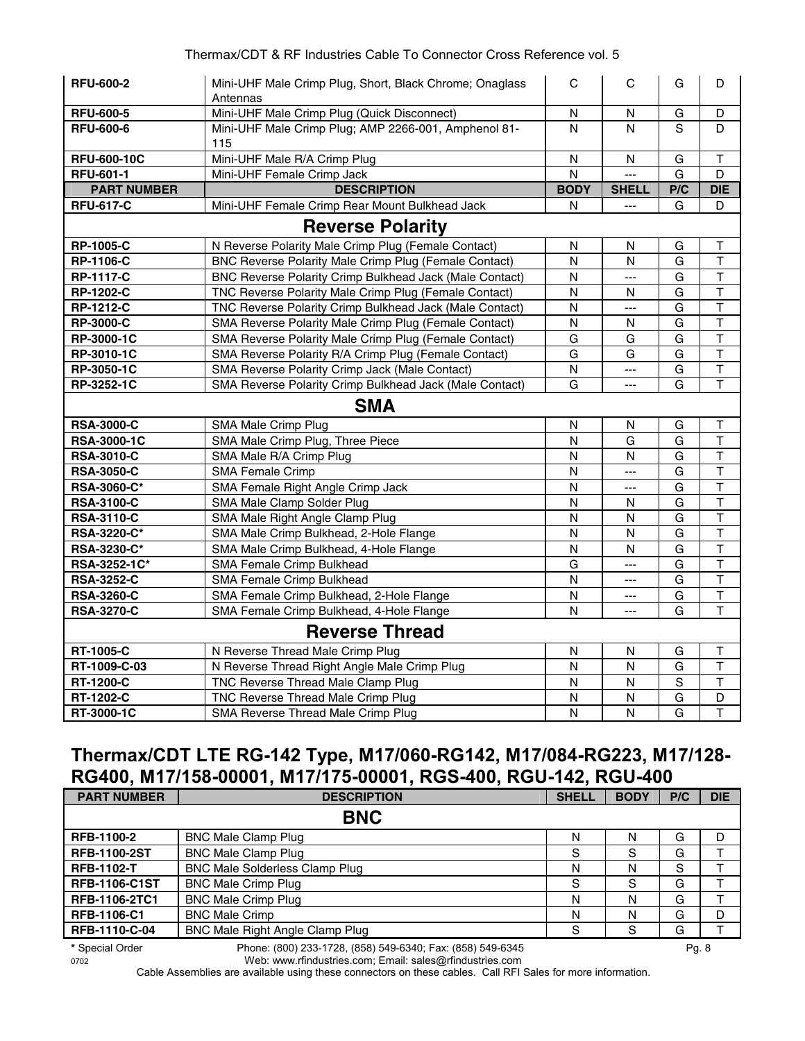| RFU-600-2 | Mini-UHF Male Crimp Plug, Short, Black Chrome; Onaglass Antennas | C | C | G | D |
|---|---|---|---|---|---|
| **RFU-600-5** | Mini-UHF Male Crimp Plug (Quick Disconnect) | N | N | G | D |
| **RFU-600-6** | Mini-UHF Male Crimp Plug; AMP 2266-001, Amphenol 81-115 | N | N | S | D |
| **RFU-600-10C** | Mini-UHF Male R/A Crimp Plug | N | N | G | T |
| **RFU-601-1** | Mini-UHF Female Crimp Jack | N | --- | G | D |
| **PART NUMBER** | **DESCRIPTION** | **BODY** | **SHELL** | **P/C** | **DIE** |
| **RFU-617-C** | Mini-UHF Female Crimp Rear Mount Bulkhead Jack | N | --- | G | D |
| | **Reverse Polarity** | | | | |
| **RP-1005-C** | N Reverse Polarity Male Crimp Plug (Female Contact) | N | N | G | T |
| **RP-1106-C** | BNC Reverse Polarity Male Crimp Plug (Female Contact) | N | N | G | T |
| **RP-1117-C** | BNC Reverse Polarity Crimp Bulkhead Jack (Male Contact) | N | --- | G | T |
| **RP-1202-C** | TNC Reverse Polarity Male Crimp Plug (Female Contact) | N | N | G | T |
| **RP-1212-C** | TNC Reverse Polarity Crimp Bulkhead Jack (Male Contact) | N | --- | G | T |
| **RP-3000-C** | SMA Reverse Polarity Male Crimp Plug (Female Contact) | N | N | G | T |
| **RP-3000-1C** | SMA Reverse Polarity Male Crimp Plug (Female Contact) | G | G | G | T |
| **RP-3010-1C** | SMA Reverse Polarity R/A Crimp Plug (Female Contact) | G | G | G | T |
| **RP-3050-1C** | SMA Reverse Polarity Crimp Jack (Male Contact) | N | --- | G | T |
| **RP-3252-1C** | SMA Reverse Polarity Crimp Bulkhead Jack (Male Contact) | G | --- | G | T |
| | **SMA** | | | | |
| **RSA-3000-C** | SMA Male Crimp Plug | N | N | G | T |
| **RSA-3000-1C** | SMA Male Crimp Plug, Three Piece | N | G | G | T |
| **RSA-3010-C** | SMA Male R/A Crimp Plug | N | N | G | T |
| **RSA-3050-C** | SMA Female Crimp | N | --- | G | T |
| **RSA-3060-C*** | SMA Female Right Angle Crimp Jack | N | --- | G | T |
| **RSA-3100-C** | SMA Male Clamp Solder Plug | N | N | G | T |
| **RSA-3110-C** | SMA Male Right Angle Clamp Plug | N | N | G | T |
| **RSA-3220-C*** | SMA Male Crimp Bulkhead, 2-Hole Flange | N | N | G | T |
| **RSA-3230-C*** | SMA Male Crimp Bulkhead, 4-Hole Flange | N | N | G | T |
| **RSA-3252-1C*** | SMA Female Crimp Bulkhead | G | --- | G | T |
| **RSA-3252-C** | SMA Female Crimp Bulkhead | N | --- | G | T |
| **RSA-3260-C** | SMA Female Crimp Bulkhead, 2-Hole Flange | N | --- | G | T |
| **RSA-3270-C** | SMA Female Crimp Bulkhead, 4-Hole Flange | N | --- | G | T |
| | **Reverse Thread** | | | | |
| **RT-1005-C** | N Reverse Thread Male Crimp Plug | N | N | G | T |
| **RT-1009-C-03** | N Reverse Thread Right Angle Male Crimp Plug | N | N | G | T |
| **RT-1200-C** | TNC Reverse Thread Male Clamp Plug | N | N | S | T |
| **RT-1202-C** | TNC Reverse Thread Male Crimp Plug | N | N | G | D |
| **RT-3000-1C** | SMA Reverse Thread Male Crimp Plug | N | N | G | T |

## Thermax/CDT LTE RG-142 Type, M17/060-RG142, M17/084-RG223, M17/128-RG400, M17/158-00001, M17/175-00001, RGS-400, RGU-142, RGU-400

| PART NUMBER | DESCRIPTION | SHELL | BODY | P/C | DIE |
|---|---|---|---|---|---|
| | **BNC** | | | | |
| **RFB-1100-2** | BNC Male Clamp Plug | N | N | G | D |
| **RFB-1100-2ST** | BNC Male Clamp Plug | S | S | G | T |
| **RFB-1102-T** | BNC Male Solderless Clamp Plug | N | N | S | T |
| **RFB-1106-C1ST** | BNC Male Crimp Plug | S | S | G | T |
| **RFB-1106-2TC1** | BNC Male Crimp Plug | N | N | G | T |
| **RFB-1106-C1** | BNC Male Crimp | N | N | G | D |
| **RFB-1110-C-04** | BNC Male Right Angle Clamp Plug | S | S | G | T |

**\*** Special Order

Phone: (800) 233-1728, (858) 549-6340; Fax: (858) 549-6345
Web: www.rfindustries.com; Email: sales@rfindustries.com

Cable Assemblies are available using these connectors on these cables. Call RFI Sales for more information.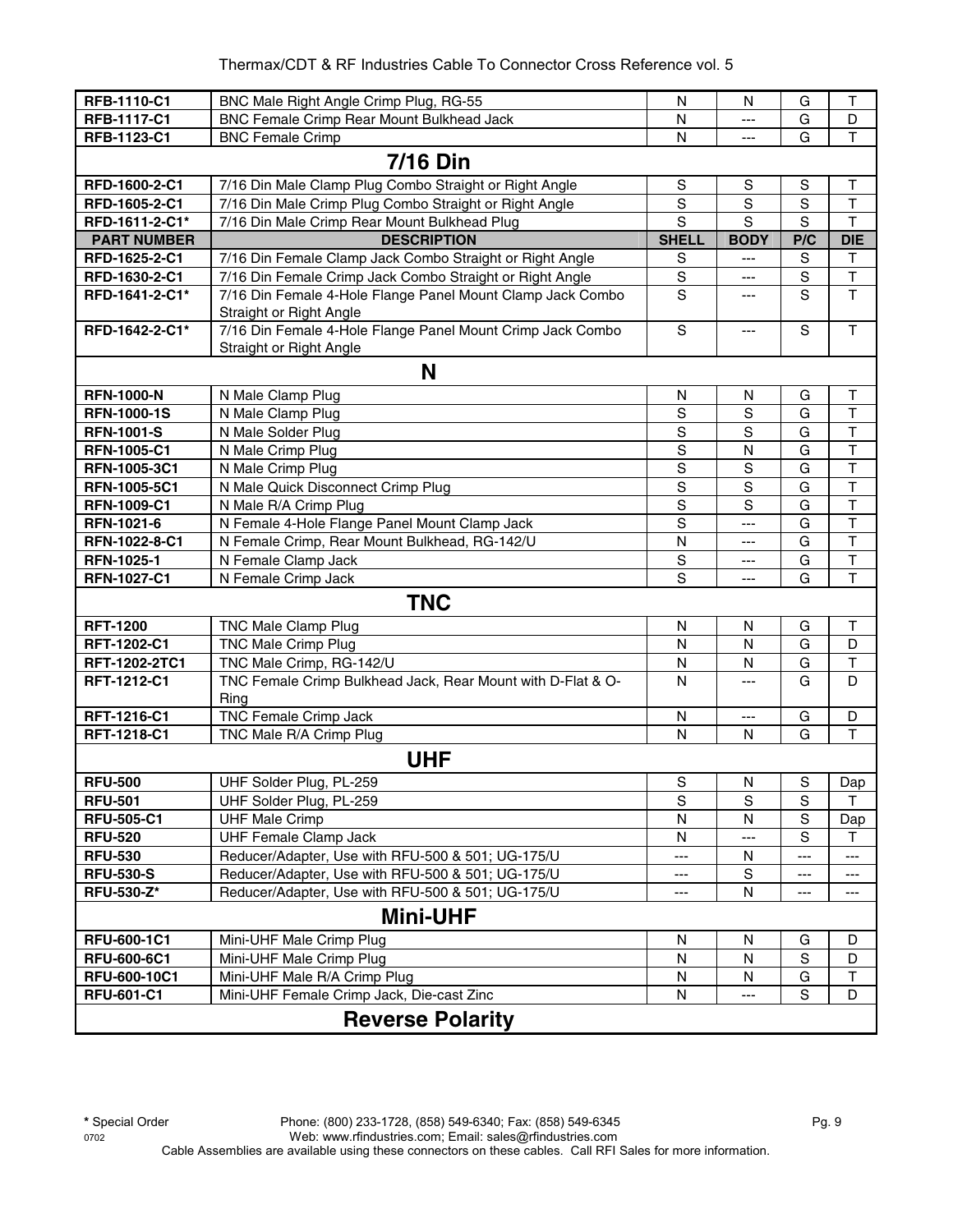| | | | | | |
|---|---|---|---|---|---|
| **RFB-1110-C1** | BNC Male Right Angle Crimp Plug, RG-55 | N | N | G | T |
| **RFB-1117-C1** | BNC Female Crimp Rear Mount Bulkhead Jack | N | --- | G | D |
| **RFB-1123-C1** | BNC Female Crimp | N | --- | G | T |
| | **7/16 Din** | | | | |
| **RFD-1600-2-C1** | 7/16 Din Male Clamp Plug Combo Straight or Right Angle | S | S | S | T |
| **RFD-1605-2-C1** | 7/16 Din Male Crimp Plug Combo Straight or Right Angle | S | S | S | T |
| **RFD-1611-2-C1*** | 7/16 Din Male Crimp Rear Mount Bulkhead Plug | S | S | S | T |
| **PART NUMBER** | **DESCRIPTION** | **SHELL** | **BODY** | **P/C** | **DIE** |
| **RFD-1625-2-C1** | 7/16 Din Female Clamp Jack Combo Straight or Right Angle | S | --- | S | T |
| **RFD-1630-2-C1** | 7/16 Din Female Crimp Jack Combo Straight or Right Angle | S | --- | S | T |
| **RFD-1641-2-C1*** | 7/16 Din Female 4-Hole Flange Panel Mount Clamp Jack Combo Straight or Right Angle | S | --- | S | T |
| **RFD-1642-2-C1*** | 7/16 Din Female 4-Hole Flange Panel Mount Crimp Jack Combo Straight or Right Angle | S | --- | S | T |
| | **N** | | | | |
| **RFN-1000-N** | N Male Clamp Plug | N | N | G | T |
| **RFN-1000-1S** | N Male Clamp Plug | S | S | G | T |
| **RFN-1001-S** | N Male Solder Plug | S | S | G | T |
| **RFN-1005-C1** | N Male Crimp Plug | S | N | G | T |
| **RFN-1005-3C1** | N Male Crimp Plug | S | S | G | T |
| **RFN-1005-5C1** | N Male Quick Disconnect Crimp Plug | S | S | G | T |
| **RFN-1009-C1** | N Male R/A Crimp Plug | S | S | G | T |
| **RFN-1021-6** | N Female 4-Hole Flange Panel Mount Clamp Jack | S | --- | G | T |
| **RFN-1022-8-C1** | N Female Crimp, Rear Mount Bulkhead, RG-142/U | N | --- | G | T |
| **RFN-1025-1** | N Female Clamp Jack | S | --- | G | T |
| **RFN-1027-C1** | N Female Crimp Jack | S | --- | G | T |
| | **TNC** | | | | |
| **RFT-1200** | TNC Male Clamp Plug | N | N | G | T |
| **RFT-1202-C1** | TNC Male Crimp Plug | N | N | G | D |
| **RFT-1202-2TC1** | TNC Male Crimp, RG-142/U | N | N | G | T |
| **RFT-1212-C1** | TNC Female Crimp Bulkhead Jack, Rear Mount with D-Flat & O-Ring | N | --- | G | D |
| **RFT-1216-C1** | TNC Female Crimp Jack | N | --- | G | D |
| **RFT-1218-C1** | TNC Male R/A Crimp Plug | N | N | G | T |
| | **UHF** | | | | |
| **RFU-500** | UHF Solder Plug, PL-259 | S | N | S | Dap |
| **RFU-501** | UHF Solder Plug, PL-259 | S | S | S | T |
| **RFU-505-C1** | UHF Male Crimp | N | N | S | Dap |
| **RFU-520** | UHF Female Clamp Jack | N | --- | S | T |
| **RFU-530** | Reducer/Adapter, Use with RFU-500 & 501; UG-175/U | --- | N | --- | --- |
| **RFU-530-S** | Reducer/Adapter, Use with RFU-500 & 501; UG-175/U | --- | S | --- | --- |
| **RFU-530-Z*** | Reducer/Adapter, Use with RFU-500 & 501; UG-175/U | --- | N | --- | --- |
| | **Mini-UHF** | | | | |
| **RFU-600-1C1** | Mini-UHF Male Crimp Plug | N | N | G | D |
| **RFU-600-6C1** | Mini-UHF Male Crimp Plug | N | N | S | D |
| **RFU-600-10C1** | Mini-UHF Male R/A Crimp Plug | N | N | G | T |
| **RFU-601-C1** | Mini-UHF Female Crimp Jack, Die-cast Zinc | N | --- | S | D |
| | **Reverse Polarity** | | | | |

**\*** Special Order

Phone: (800) 233-1728, (858) 549-6340; Fax: (858) 549-6345
Web: www.rfindustries.com; Email: sales@rfindustries.com
Cable Assemblies are available using these connectors on these cables. Call RFI Sales for more information.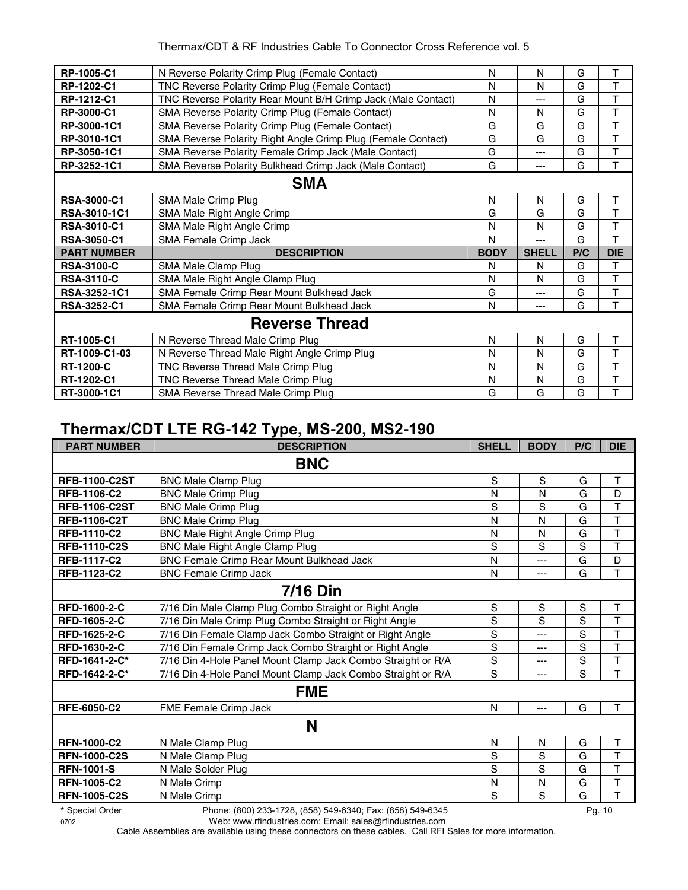| RP-1005-C1 | N Reverse Polarity Crimp Plug (Female Contact) | N | N | G | T |
|---|---|---|---|---|---|
| RP-1202-C1 | TNC Reverse Polarity Crimp Plug (Female Contact) | N | N | G | T |
| RP-1212-C1 | TNC Reverse Polarity Rear Mount B/H Crimp Jack (Male Contact) | N | --- | G | T |
| RP-3000-C1 | SMA Reverse Polarity Crimp Plug (Female Contact) | N | N | G | T |
| RP-3000-1C1 | SMA Reverse Polarity Crimp Plug (Female Contact) | G | G | G | T |
| RP-3010-1C1 | SMA Reverse Polarity Right Angle Crimp Plug (Female Contact) | G | G | G | T |
| RP-3050-1C1 | SMA Reverse Polarity Female Crimp Jack (Male Contact) | G | --- | G | T |
| RP-3252-1C1 | SMA Reverse Polarity Bulkhead Crimp Jack (Male Contact) | G | --- | G | T |
| **SMA** | | | | | |
| RSA-3000-C1 | SMA Male Crimp Plug | N | N | G | T |
| RSA-3010-1C1 | SMA Male Right Angle Crimp | G | G | G | T |
| RSA-3010-C1 | SMA Male Right Angle Crimp | N | N | G | T |
| RSA-3050-C1 | SMA Female Crimp Jack | N | --- | G | T |
| **PART NUMBER** | **DESCRIPTION** | **BODY** | **SHELL** | **P/C** | **DIE** |
| RSA-3100-C | SMA Male Clamp Plug | N | N | G | T |
| RSA-3110-C | SMA Male Right Angle Clamp Plug | N | N | G | T |
| RSA-3252-1C1 | SMA Female Crimp Rear Mount Bulkhead Jack | G | --- | G | T |
| RSA-3252-C1 | SMA Female Crimp Rear Mount Bulkhead Jack | N | --- | G | T |
| **Reverse Thread** | | | | | |
| RT-1005-C1 | N Reverse Thread Male Crimp Plug | N | N | G | T |
| RT-1009-C1-03 | N Reverse Thread Male Right Angle Crimp Plug | N | N | G | T |
| RT-1200-C | TNC Reverse Thread Male Crimp Plug | N | N | G | T |
| RT-1202-C1 | TNC Reverse Thread Male Crimp Plug | N | N | G | T |
| RT-3000-1C1 | SMA Reverse Thread Male Crimp Plug | G | G | G | T |

## Thermax/CDT LTE RG-142 Type, MS-200, MS2-190

| PART NUMBER | DESCRIPTION | SHELL | BODY | P/C | DIE |
|---|---|---|---|---|---|
| **BNC** | | | | | |
| RFB-1100-C2ST | BNC Male Clamp Plug | S | S | G | T |
| RFB-1106-C2 | BNC Male Crimp Plug | N | N | G | D |
| RFB-1106-C2ST | BNC Male Crimp Plug | S | S | G | T |
| RFB-1106-C2T | BNC Male Crimp Plug | N | N | G | T |
| RFB-1110-C2 | BNC Male Right Angle Crimp Plug | N | N | G | T |
| RFB-1110-C2S | BNC Male Right Angle Clamp Plug | S | S | S | T |
| RFB-1117-C2 | BNC Female Crimp Rear Mount Bulkhead Jack | N | --- | G | D |
| RFB-1123-C2 | BNC Female Crimp Jack | N | --- | G | T |
| **7/16 Din** | | | | | |
| RFD-1600-2-C | 7/16 Din Male Clamp Plug Combo Straight or Right Angle | S | S | S | T |
| RFD-1605-2-C | 7/16 Din Male Crimp Plug Combo Straight or Right Angle | S | S | S | T |
| RFD-1625-2-C | 7/16 Din Female Clamp Jack Combo Straight or Right Angle | S | --- | S | T |
| RFD-1630-2-C | 7/16 Din Female Crimp Jack Combo Straight or Right Angle | S | --- | S | T |
| RFD-1641-2-C* | 7/16 Din 4-Hole Panel Mount Clamp Jack Combo Straight or R/A | S | --- | S | T |
| RFD-1642-2-C* | 7/16 Din 4-Hole Panel Mount Clamp Jack Combo Straight or R/A | S | --- | S | T |
| **FME** | | | | | |
| RFE-6050-C2 | FME Female Crimp Jack | N | --- | G | T |
| **N** | | | | | |
| RFN-1000-C2 | N Male Clamp Plug | N | N | G | T |
| RFN-1000-C2S | N Male Clamp Plug | S | S | G | T |
| RFN-1001-S | N Male Solder Plug | S | S | G | T |
| RFN-1005-C2 | N Male Crimp | N | N | G | T |
| RFN-1005-C2S | N Male Crimp | S | S | G | T |

* Special Order

Phone: (800) 233-1728, (858) 549-6340; Fax: (858) 549-6345
Web: www.rfindustries.com; Email: sales@rfindustries.com

Cable Assemblies are available using these connectors on these cables. Call RFI Sales for more information.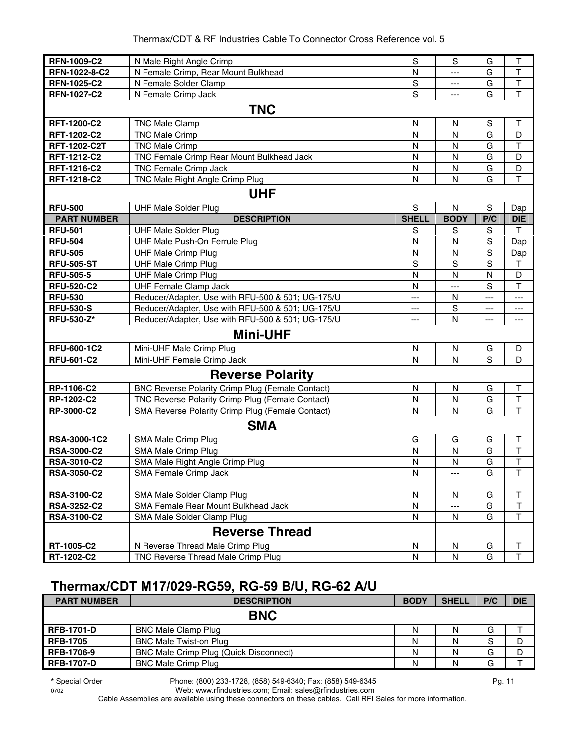| RFN-1009-C2 | N Male Right Angle Crimp | S | S | G | T |
|---|---|---|---|---|---|
| RFN-1022-8-C2 | N Female Crimp, Rear Mount Bulkhead | N | --- | G | T |
| RFN-1025-C2 | N Female Solder Clamp | S | --- | G | T |
| RFN-1027-C2 | N Female Crimp Jack | S | --- | G | T |
| | **TNC** | | | | |
| RFT-1200-C2 | TNC Male Clamp | N | N | S | T |
| RFT-1202-C2 | TNC Male Crimp | N | N | G | D |
| RFT-1202-C2T | TNC Male Crimp | N | N | G | T |
| RFT-1212-C2 | TNC Female Crimp Rear Mount Bulkhead Jack | N | N | G | D |
| RFT-1216-C2 | TNC Female Crimp Jack | N | N | G | D |
| RFT-1218-C2 | TNC Male Right Angle Crimp Plug | N | N | G | T |
| | **UHF** | | | | |
| RFU-500 | UHF Male Solder Plug | S | N | S | Dap |
| **PART NUMBER** | **DESCRIPTION** | **SHELL** | **BODY** | **P/C** | **DIE** |
| RFU-501 | UHF Male Solder Plug | S | S | S | T |
| RFU-504 | UHF Male Push-On Ferrule Plug | N | N | S | Dap |
| RFU-505 | UHF Male Crimp Plug | N | N | S | Dap |
| RFU-505-ST | UHF Male Crimp Plug | S | S | S | T |
| RFU-505-5 | UHF Male Crimp Plug | N | N | N | D |
| RFU-520-C2 | UHF Female Clamp Jack | N | --- | S | T |
| RFU-530 | Reducer/Adapter, Use with RFU-500 & 501; UG-175/U | --- | N | --- | --- |
| RFU-530-S | Reducer/Adapter, Use with RFU-500 & 501; UG-175/U | --- | S | --- | --- |
| RFU-530-Z* | Reducer/Adapter, Use with RFU-500 & 501; UG-175/U | --- | N | --- | --- |
| | **Mini-UHF** | | | | |
| RFU-600-1C2 | Mini-UHF Male Crimp Plug | N | N | G | D |
| RFU-601-C2 | Mini-UHF Female Crimp Jack | N | N | S | D |
| | **Reverse Polarity** | | | | |
| RP-1106-C2 | BNC Reverse Polarity Crimp Plug (Female Contact) | N | N | G | T |
| RP-1202-C2 | TNC Reverse Polarity Crimp Plug (Female Contact) | N | N | G | T |
| RP-3000-C2 | SMA Reverse Polarity Crimp Plug (Female Contact) | N | N | G | T |
| | **SMA** | | | | |
| RSA-3000-1C2 | SMA Male Crimp Plug | G | G | G | T |
| RSA-3000-C2 | SMA Male Crimp Plug | N | N | G | T |
| RSA-3010-C2 | SMA Male Right Angle Crimp Plug | N | N | G | T |
| RSA-3050-C2 | SMA Female Crimp Jack | N | --- | G | T |
| RSA-3100-C2 | SMA Male Solder Clamp Plug | N | N | G | T |
| RSA-3252-C2 | SMA Female Rear Mount Bulkhead Jack | N | --- | G | T |
| RSA-3100-C2 | SMA Male Solder Clamp Plug | N | N | G | T |
| | **Reverse Thread** | | | | |
| RT-1005-C2 | N Reverse Thread Male Crimp Plug | N | N | G | T |
| RT-1202-C2 | TNC Reverse Thread Male Crimp Plug | N | N | G | T |

## Thermax/CDT M17/029-RG59, RG-59 B/U, RG-62 A/U

| PART NUMBER | DESCRIPTION | BODY | SHELL | P/C | DIE |
|---|---|---|---|---|---|
| | **BNC** | | | | |
| RFB-1701-D | BNC Male Clamp Plug | N | N | G | T |
| RFB-1705 | BNC Male Twist-on Plug | N | N | S | D |
| RFB-1706-9 | BNC Male Crimp Plug (Quick Disconnect) | N | N | G | D |
| RFB-1707-D | BNC Male Crimp Plug | N | N | G | T |

**\*** Special Order

Phone: (800) 233-1728, (858) 549-6340; Fax: (858) 549-6345
Web: www.rfindustries.com; Email: sales@rfindustries.com

Cable Assemblies are available using these connectors on these cables. Call RFI Sales for more information.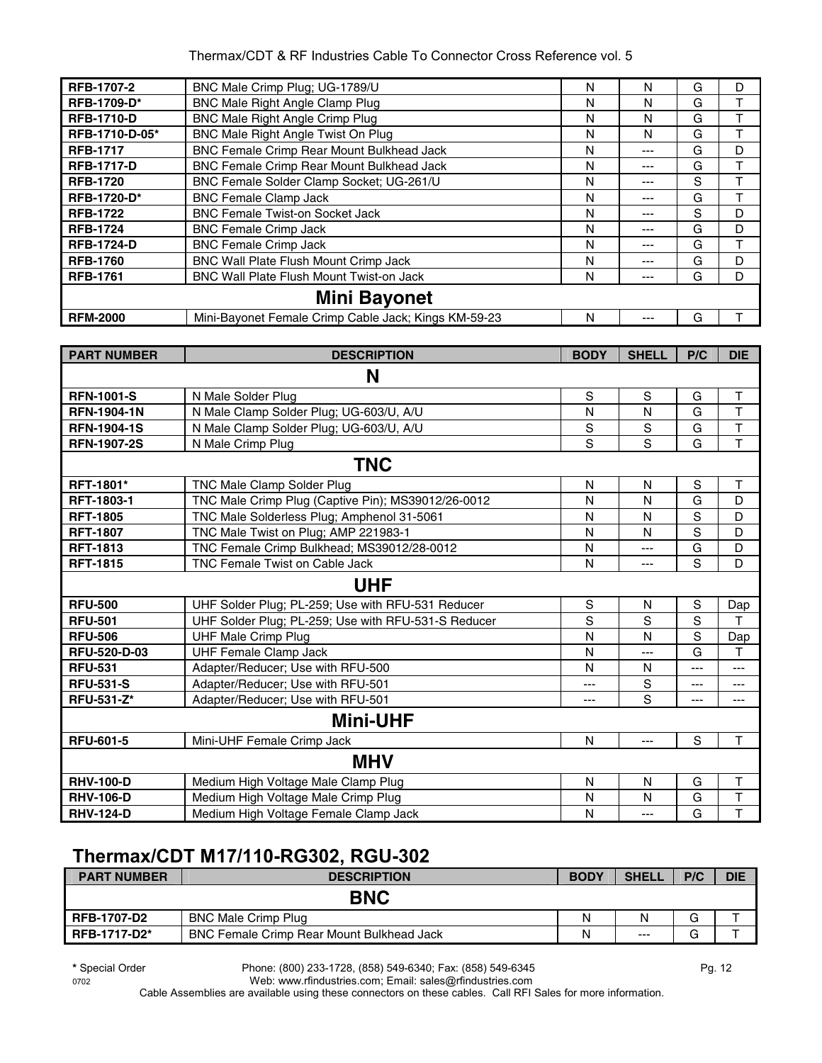| | | | | | |
|---|---|---|---|---|---|
| **RFB-1707-2** | BNC Male Crimp Plug; UG-1789/U | N | N | G | D |
| **RFB-1709-D*** | BNC Male Right Angle Clamp Plug | N | N | G | T |
| **RFB-1710-D** | BNC Male Right Angle Crimp Plug | N | N | G | T |
| **RFB-1710-D-05*** | BNC Male Right Angle Twist On Plug | N | N | G | T |
| **RFB-1717** | BNC Female Crimp Rear Mount Bulkhead Jack | N | --- | G | D |
| **RFB-1717-D** | BNC Female Crimp Rear Mount Bulkhead Jack | N | --- | G | T |
| **RFB-1720** | BNC Female Solder Clamp Socket; UG-261/U | N | --- | S | T |
| **RFB-1720-D*** | BNC Female Clamp Jack | N | --- | G | T |
| **RFB-1722** | BNC Female Twist-on Socket Jack | N | --- | S | D |
| **RFB-1724** | BNC Female Crimp Jack | N | --- | G | D |
| **RFB-1724-D** | BNC Female Crimp Jack | N | --- | G | T |
| **RFB-1760** | BNC Wall Plate Flush Mount Crimp Jack | N | --- | G | D |
| **RFB-1761** | BNC Wall Plate Flush Mount Twist-on Jack | N | --- | G | D |
| | **Mini Bayonet** | | | | |
| **RFM-2000** | Mini-Bayonet Female Crimp Cable Jack; Kings KM-59-23 | N | --- | G | T |

| PART NUMBER | DESCRIPTION | BODY | SHELL | P/C | DIE |
|---|---|---|---|---|---|
| | **N** | | | | |
| **RFN-1001-S** | N Male Solder Plug | S | S | G | T |
| **RFN-1904-1N** | N Male Clamp Solder Plug; UG-603/U, A/U | N | N | G | T |
| **RFN-1904-1S** | N Male Clamp Solder Plug; UG-603/U, A/U | S | S | G | T |
| **RFN-1907-2S** | N Male Crimp Plug | S | S | G | T |
| | **TNC** | | | | |
| **RFT-1801*** | TNC Male Clamp Solder Plug | N | N | S | T |
| **RFT-1803-1** | TNC Male Crimp Plug (Captive Pin); MS39012/26-0012 | N | N | G | D |
| **RFT-1805** | TNC Male Solderless Plug; Amphenol 31-5061 | N | N | S | D |
| **RFT-1807** | TNC Male Twist on Plug; AMP 221983-1 | N | N | S | D |
| **RFT-1813** | TNC Female Crimp Bulkhead; MS39012/28-0012 | N | --- | G | D |
| **RFT-1815** | TNC Female Twist on Cable Jack | N | --- | S | D |
| | **UHF** | | | | |
| **RFU-500** | UHF Solder Plug; PL-259; Use with RFU-531 Reducer | S | N | S | Dap |
| **RFU-501** | UHF Solder Plug; PL-259; Use with RFU-531-S Reducer | S | S | S | T |
| **RFU-506** | UHF Male Crimp Plug | N | N | S | Dap |
| **RFU-520-D-03** | UHF Female Clamp Jack | N | --- | G | T |
| **RFU-531** | Adapter/Reducer; Use with RFU-500 | N | N | --- | --- |
| **RFU-531-S** | Adapter/Reducer; Use with RFU-501 | --- | S | --- | --- |
| **RFU-531-Z*** | Adapter/Reducer; Use with RFU-501 | --- | S | --- | --- |
| | **Mini-UHF** | | | | |
| **RFU-601-5** | Mini-UHF Female Crimp Jack | N | --- | S | T |
| | **MHV** | | | | |
| **RHV-100-D** | Medium High Voltage Male Clamp Plug | N | N | G | T |
| **RHV-106-D** | Medium High Voltage Male Crimp Plug | N | N | G | T |
| **RHV-124-D** | Medium High Voltage Female Clamp Jack | N | --- | G | T |

## Thermax/CDT M17/110-RG302, RGU-302

| PART NUMBER | DESCRIPTION | BODY | SHELL | P/C | DIE |
|---|---|---|---|---|---|
| | **BNC** | | | | |
| **RFB-1707-D2** | BNC Male Crimp Plug | N | N | G | T |
| **RFB-1717-D2*** | BNC Female Crimp Rear Mount Bulkhead Jack | N | --- | G | T |

* Special Order    Phone: (800) 233-1728, (858) 549-6340; Fax: (858) 549-6345
0702    Web: www.rfindustries.com; Email: sales@rfindustries.com
Cable Assemblies are available using these connectors on these cables. Call RFI Sales for more information.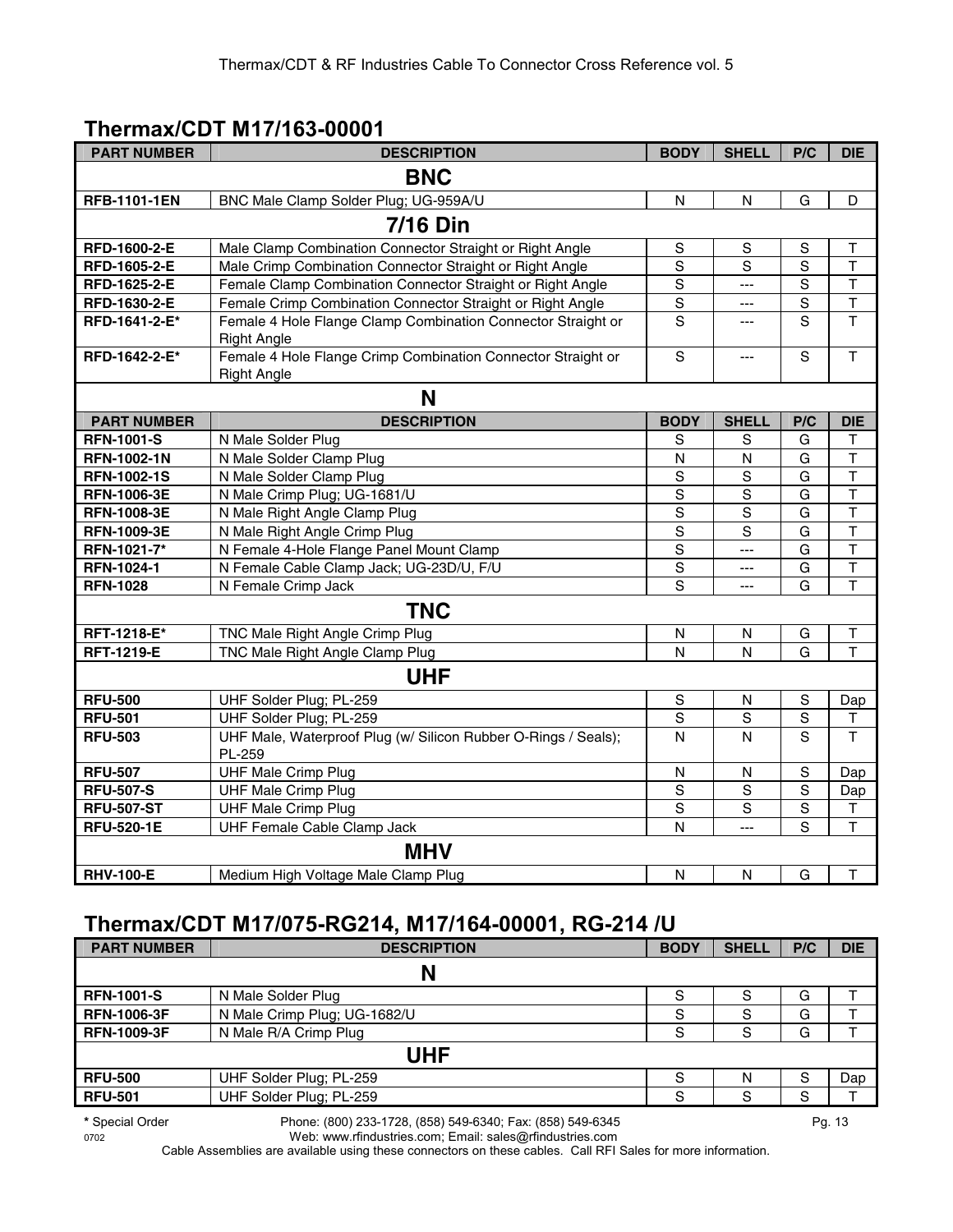## Thermax/CDT M17/163-00001

| PART NUMBER | DESCRIPTION | BODY | SHELL | P/C | DIE |
|---|---|---|---|---|---|
| **BNC** | | | | | |
| **RFB-1101-1EN** | BNC Male Clamp Solder Plug; UG-959A/U | N | N | G | D |
| **7/16 Din** | | | | | |
| **RFD-1600-2-E** | Male Clamp Combination Connector Straight or Right Angle | S | S | S | T |
| **RFD-1605-2-E** | Male Crimp Combination Connector Straight or Right Angle | S | S | S | T |
| **RFD-1625-2-E** | Female Clamp Combination Connector Straight or Right Angle | S | --- | S | T |
| **RFD-1630-2-E** | Female Crimp Combination Connector Straight or Right Angle | S | --- | S | T |
| **RFD-1641-2-E*** | Female 4 Hole Flange Clamp Combination Connector Straight or Right Angle | S | --- | S | T |
| **RFD-1642-2-E*** | Female 4 Hole Flange Crimp Combination Connector Straight or Right Angle | S | --- | S | T |
| **N** | | | | | |
| **PART NUMBER** | **DESCRIPTION** | **BODY** | **SHELL** | **P/C** | **DIE** |
| **RFN-1001-S** | N Male Solder Plug | S | S | G | T |
| **RFN-1002-1N** | N Male Solder Clamp Plug | N | N | G | T |
| **RFN-1002-1S** | N Male Solder Clamp Plug | S | S | G | T |
| **RFN-1006-3E** | N Male Crimp Plug; UG-1681/U | S | S | G | T |
| **RFN-1008-3E** | N Male Right Angle Clamp Plug | S | S | G | T |
| **RFN-1009-3E** | N Male Right Angle Crimp Plug | S | S | G | T |
| **RFN-1021-7*** | N Female 4-Hole Flange Panel Mount Clamp | S | --- | G | T |
| **RFN-1024-1** | N Female Cable Clamp Jack; UG-23D/U, F/U | S | --- | G | T |
| **RFN-1028** | N Female Crimp Jack | S | --- | G | T |
| **TNC** | | | | | |
| **RFT-1218-E*** | TNC Male Right Angle Crimp Plug | N | N | G | T |
| **RFT-1219-E** | TNC Male Right Angle Clamp Plug | N | N | G | T |
| **UHF** | | | | | |
| **RFU-500** | UHF Solder Plug; PL-259 | S | N | S | Dap |
| **RFU-501** | UHF Solder Plug; PL-259 | S | S | S | T |
| **RFU-503** | UHF Male, Waterproof Plug (w/ Silicon Rubber O-Rings / Seals); PL-259 | N | N | S | T |
| **RFU-507** | UHF Male Crimp Plug | N | N | S | Dap |
| **RFU-507-S** | UHF Male Crimp Plug | S | S | S | Dap |
| **RFU-507-ST** | UHF Male Crimp Plug | S | S | S | T |
| **RFU-520-1E** | UHF Female Cable Clamp Jack | N | --- | S | T |
| **MHV** | | | | | |
| **RHV-100-E** | Medium High Voltage Male Clamp Plug | N | N | G | T |

## Thermax/CDT M17/075-RG214, M17/164-00001, RG-214 /U

| PART NUMBER | DESCRIPTION | BODY | SHELL | P/C | DIE |
|---|---|---|---|---|---|
| **N** | | | | | |
| **RFN-1001-S** | N Male Solder Plug | S | S | G | T |
| **RFN-1006-3F** | N Male Crimp Plug; UG-1682/U | S | S | G | T |
| **RFN-1009-3F** | N Male R/A Crimp Plug | S | S | G | T |
| **UHF** | | | | | |
| **RFU-500** | UHF Solder Plug; PL-259 | S | N | S | Dap |
| **RFU-501** | UHF Solder Plug; PL-259 | S | S | S | T |

**\*** Special Order

Phone: (800) 233-1728, (858) 549-6340; Fax: (858) 549-6345
Web: www.rfindustries.com; Email: sales@rfindustries.com
Cable Assemblies are available using these connectors on these cables. Call RFI Sales for more information.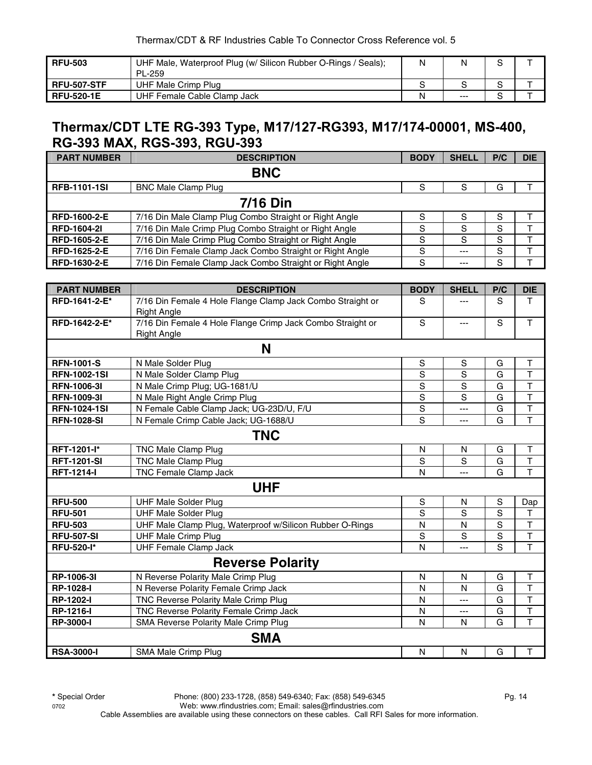| RFU-503 | UHF Male, Waterproof Plug (w/ Silicon Rubber O-Rings / Seals); PL-259 | N | N | S | T |
|---|---|---|---|---|---|
| RFU-507-STF | UHF Male Crimp Plug | S | S | S | T |
| RFU-520-1E | UHF Female Cable Clamp Jack | N | --- | S | T |

## Thermax/CDT LTE RG-393 Type, M17/127-RG393, M17/174-00001, MS-400, RG-393 MAX, RGS-393, RGU-393

| PART NUMBER | DESCRIPTION | BODY | SHELL | P/C | DIE |
|---|---|---|---|---|---|
| | **BNC** | | | | |
| RFB-1101-1SI | BNC Male Clamp Plug | S | S | G | T |
| | **7/16 Din** | | | | |
| RFD-1600-2-E | 7/16 Din Male Clamp Plug Combo Straight or Right Angle | S | S | S | T |
| RFD-1604-2I | 7/16 Din Male Crimp Plug Combo Straight or Right Angle | S | S | S | T |
| RFD-1605-2-E | 7/16 Din Male Crimp Plug Combo Straight or Right Angle | S | S | S | T |
| RFD-1625-2-E | 7/16 Din Female Clamp Jack Combo Straight or Right Angle | S | --- | S | T |
| RFD-1630-2-E | 7/16 Din Female Clamp Jack Combo Straight or Right Angle | S | --- | S | T |

| PART NUMBER | DESCRIPTION | BODY | SHELL | P/C | DIE |
|---|---|---|---|---|---|
| RFD-1641-2-E* | 7/16 Din Female 4 Hole Flange Clamp Jack Combo Straight or Right Angle | S | --- | S | T |
| RFD-1642-2-E* | 7/16 Din Female 4 Hole Flange Crimp Jack Combo Straight or Right Angle | S | --- | S | T |
| | **N** | | | | |
| RFN-1001-S | N Male Solder Plug | S | S | G | T |
| RFN-1002-1SI | N Male Solder Clamp Plug | S | S | G | T |
| RFN-1006-3I | N Male Crimp Plug; UG-1681/U | S | S | G | T |
| RFN-1009-3I | N Male Right Angle Crimp Plug | S | S | G | T |
| RFN-1024-1SI | N Female Cable Clamp Jack; UG-23D/U, F/U | S | --- | G | T |
| RFN-1028-SI | N Female Crimp Cable Jack; UG-1688/U | S | --- | G | T |
| | **TNC** | | | | |
| RFT-1201-I* | TNC Male Clamp Plug | N | N | G | T |
| RFT-1201-SI | TNC Male Clamp Plug | S | S | G | T |
| RFT-1214-I | TNC Female Clamp Jack | N | --- | G | T |
| | **UHF** | | | | |
| RFU-500 | UHF Male Solder Plug | S | N | S | Dap |
| RFU-501 | UHF Male Solder Plug | S | S | S | T |
| RFU-503 | UHF Male Clamp Plug, Waterproof w/Silicon Rubber O-Rings | N | N | S | T |
| RFU-507-SI | UHF Male Crimp Plug | S | S | S | T |
| RFU-520-I* | UHF Female Clamp Jack | N | --- | S | T |
| | **Reverse Polarity** | | | | |
| RP-1006-3I | N Reverse Polarity Male Crimp Plug | N | N | G | T |
| RP-1028-I | N Reverse Polarity Female Crimp Jack | N | N | G | T |
| RP-1202-I | TNC Reverse Polarity Male Crimp Plug | N | --- | G | T |
| RP-1216-I | TNC Reverse Polarity Female Crimp Jack | N | --- | G | T |
| RP-3000-I | SMA Reverse Polarity Male Crimp Plug | N | N | G | T |
| | **SMA** | | | | |
| RSA-3000-I | SMA Male Crimp Plug | N | N | G | T |

**\*** Special Order

Phone: (800) 233-1728, (858) 549-6340; Fax: (858) 549-6345
Web: www.rfindustries.com; Email: sales@rfindustries.com
Cable Assemblies are available using these connectors on these cables. Call RFI Sales for more information.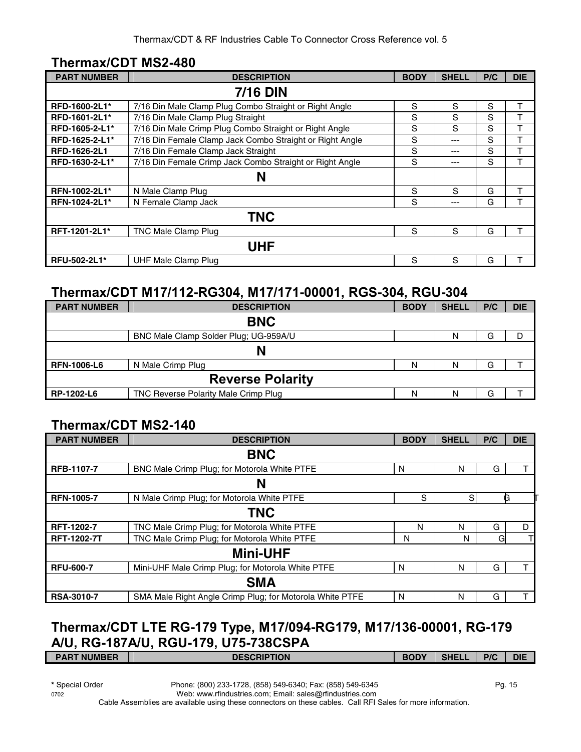## Thermax/CDT MS2-480

| PART NUMBER | DESCRIPTION | BODY | SHELL | P/C | DIE |
|---|---|---|---|---|---|
| | **7/16 DIN** | | | | |
| RFD-1600-2L1* | 7/16 Din Male Clamp Plug Combo Straight or Right Angle | S | S | S | T |
| RFD-1601-2L1* | 7/16 Din Male Clamp Plug Straight | S | S | S | T |
| RFD-1605-2-L1* | 7/16 Din Male Crimp Plug Combo Straight or Right Angle | S | S | S | T |
| RFD-1625-2-L1* | 7/16 Din Female Clamp Jack Combo Straight or Right Angle | S | --- | S | T |
| RFD-1626-2L1 | 7/16 Din Female Clamp Jack Straight | S | --- | S | T |
| RFD-1630-2-L1* | 7/16 Din Female Crimp Jack Combo Straight or Right Angle | S | --- | S | T |
| | **N** | | | | |
| RFN-1002-2L1* | N Male Clamp Plug | S | S | G | T |
| RFN-1024-2L1* | N Female Clamp Jack | S | --- | G | T |
| | **TNC** | | | | |
| RFT-1201-2L1* | TNC Male Clamp Plug | S | S | G | T |
| | **UHF** | | | | |
| RFU-502-2L1* | UHF Male Clamp Plug | S | S | G | T |

## Thermax/CDT M17/112-RG304, M17/171-00001, RGS-304, RGU-304

| PART NUMBER | DESCRIPTION | BODY | SHELL | P/C | DIE |
|---|---|---|---|---|---|
| | **BNC** | | | | |
| | BNC Male Clamp Solder Plug; UG-959A/U | | N | G | D |
| | **N** | | | | |
| RFN-1006-L6 | N Male Crimp Plug | N | N | G | T |
| | **Reverse Polarity** | | | | |
| RP-1202-L6 | TNC Reverse Polarity Male Crimp Plug | N | N | G | T |

## Thermax/CDT MS2-140

| PART NUMBER | DESCRIPTION | BODY | SHELL | P/C | DIE |
|---|---|---|---|---|---|
| | **BNC** | | | | |
| RFB-1107-7 | BNC Male Crimp Plug; for Motorola White PTFE | N | N | G | T |
| | **N** | | | | |
| RFN-1005-7 | N Male Crimp Plug; for Motorola White PTFE | S | S | G | T |
| | **TNC** | | | | |
| RFT-1202-7 | TNC Male Crimp Plug; for Motorola White PTFE | N | N | G | D |
| RFT-1202-7T | TNC Male Crimp Plug; for Motorola White PTFE | N | N | G | T |
| | **Mini-UHF** | | | | |
| RFU-600-7 | Mini-UHF Male Crimp Plug; for Motorola White PTFE | N | N | G | T |
| | **SMA** | | | | |
| RSA-3010-7 | SMA Male Right Angle Crimp Plug; for Motorola White PTFE | N | N | G | T |

## Thermax/CDT LTE RG-179 Type, M17/094-RG179, M17/136-00001, RG-179 A/U, RG-187A/U, RGU-179, U75-738CSPA

| PART NUMBER | DESCRIPTION | BODY | SHELL | P/C | DIE |
|---|---|---|---|---|---|

* Special Order — Phone: (800) 233-1728, (858) 549-6340; Fax: (858) 549-6345
Web: www.rfindustries.com; Email: sales@rfindustries.com
Cable Assemblies are available using these connectors on these cables. Call RFI Sales for more information.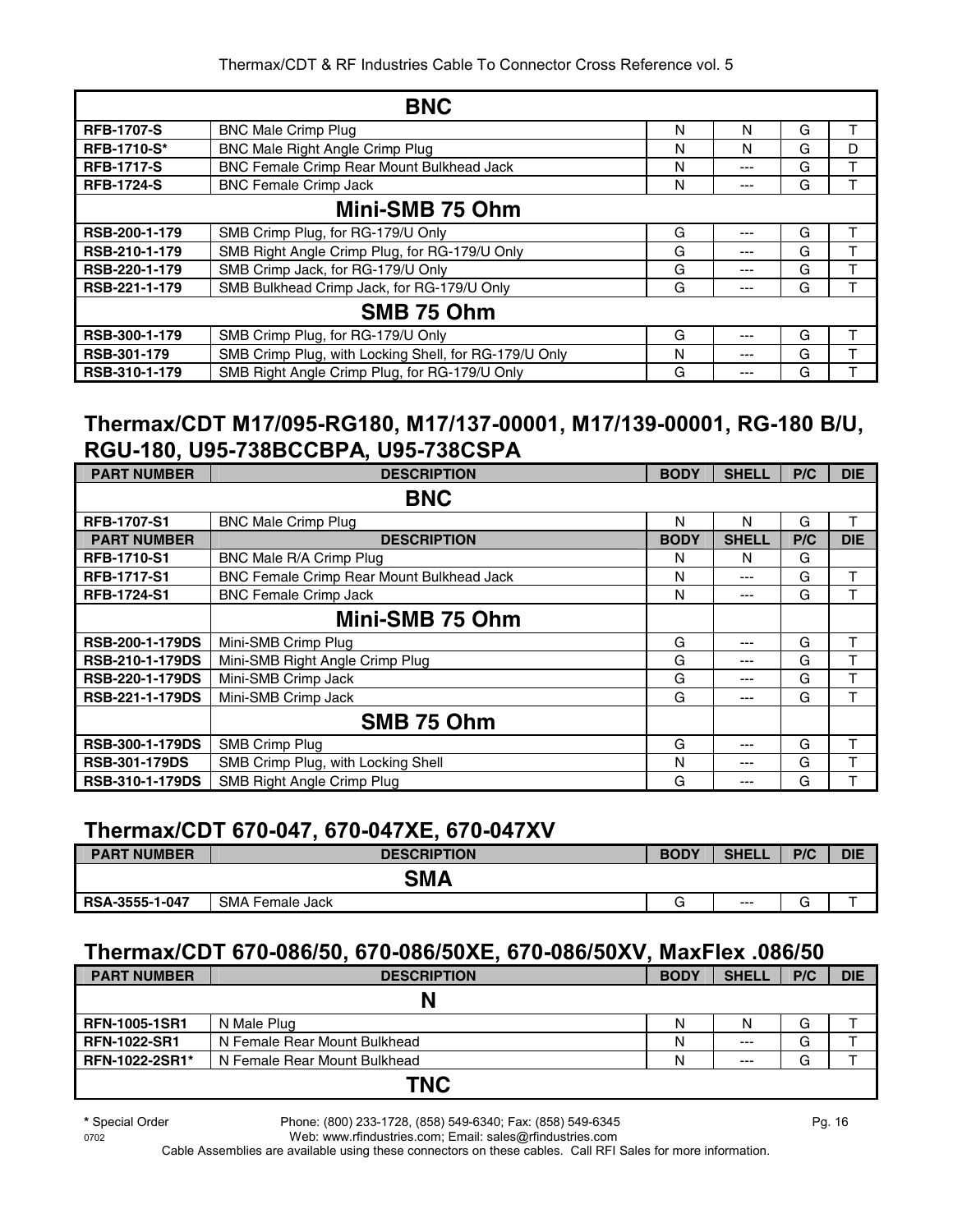| | | | | | |
|---|---|---|---|---|---|
| **BNC** | | | | | |
| **RFB-1707-S** | BNC Male Crimp Plug | N | N | G | T |
| **RFB-1710-S*** | BNC Male Right Angle Crimp Plug | N | N | G | D |
| **RFB-1717-S** | BNC Female Crimp Rear Mount Bulkhead Jack | N | --- | G | T |
| **RFB-1724-S** | BNC Female Crimp Jack | N | --- | G | T |
| **Mini-SMB 75 Ohm** | | | | | |
| **RSB-200-1-179** | SMB Crimp Plug, for RG-179/U Only | G | --- | G | T |
| **RSB-210-1-179** | SMB Right Angle Crimp Plug, for RG-179/U Only | G | --- | G | T |
| **RSB-220-1-179** | SMB Crimp Jack, for RG-179/U Only | G | --- | G | T |
| **RSB-221-1-179** | SMB Bulkhead Crimp Jack, for RG-179/U Only | G | --- | G | T |
| **SMB 75 Ohm** | | | | | |
| **RSB-300-1-179** | SMB Crimp Plug, for RG-179/U Only | G | --- | G | T |
| **RSB-301-179** | SMB Crimp Plug, with Locking Shell, for RG-179/U Only | N | --- | G | T |
| **RSB-310-1-179** | SMB Right Angle Crimp Plug, for RG-179/U Only | G | --- | G | T |

## Thermax/CDT M17/095-RG180, M17/137-00001, M17/139-00001, RG-180 B/U, RGU-180, U95-738BCCBPA, U95-738CSPA

| PART NUMBER | DESCRIPTION | BODY | SHELL | P/C | DIE |
|---|---|---|---|---|---|
| **BNC** | | | | | |
| **RFB-1707-S1** | BNC Male Crimp Plug | N | N | G | T |
| **PART NUMBER** | **DESCRIPTION** | **BODY** | **SHELL** | **P/C** | **DIE** |
| **RFB-1710-S1** | BNC Male R/A Crimp Plug | N | N | G | |
| **RFB-1717-S1** | BNC Female Crimp Rear Mount Bulkhead Jack | N | --- | G | T |
| **RFB-1724-S1** | BNC Female Crimp Jack | N | --- | G | T |
| | **Mini-SMB 75 Ohm** | | | | |
| **RSB-200-1-179DS** | Mini-SMB Crimp Plug | G | --- | G | T |
| **RSB-210-1-179DS** | Mini-SMB Right Angle Crimp Plug | G | --- | G | T |
| **RSB-220-1-179DS** | Mini-SMB Crimp Jack | G | --- | G | T |
| **RSB-221-1-179DS** | Mini-SMB Crimp Jack | G | --- | G | T |
| | **SMB 75 Ohm** | | | | |
| **RSB-300-1-179DS** | SMB Crimp Plug | G | --- | G | T |
| **RSB-301-179DS** | SMB Crimp Plug, with Locking Shell | N | --- | G | T |
| **RSB-310-1-179DS** | SMB Right Angle Crimp Plug | G | --- | G | T |

## Thermax/CDT 670-047, 670-047XE, 670-047XV

| PART NUMBER | DESCRIPTION | BODY | SHELL | P/C | DIE |
|---|---|---|---|---|---|
| **SMA** | | | | | |
| **RSA-3555-1-047** | SMA Female Jack | G | --- | G | T |

## Thermax/CDT 670-086/50, 670-086/50XE, 670-086/50XV, MaxFlex .086/50

| PART NUMBER | DESCRIPTION | BODY | SHELL | P/C | DIE |
|---|---|---|---|---|---|
| **N** | | | | | |
| **RFN-1005-1SR1** | N Male Plug | N | N | G | T |
| **RFN-1022-SR1** | N Female Rear Mount Bulkhead | N | --- | G | T |
| **RFN-1022-2SR1*** | N Female Rear Mount Bulkhead | N | --- | G | T |
| **TNC** | | | | | |

**\*** Special Order

Phone: (800) 233-1728, (858) 549-6340; Fax: (858) 549-6345
Web: www.rfindustries.com; Email: sales@rfindustries.com
Cable Assemblies are available using these connectors on these cables. Call RFI Sales for more information.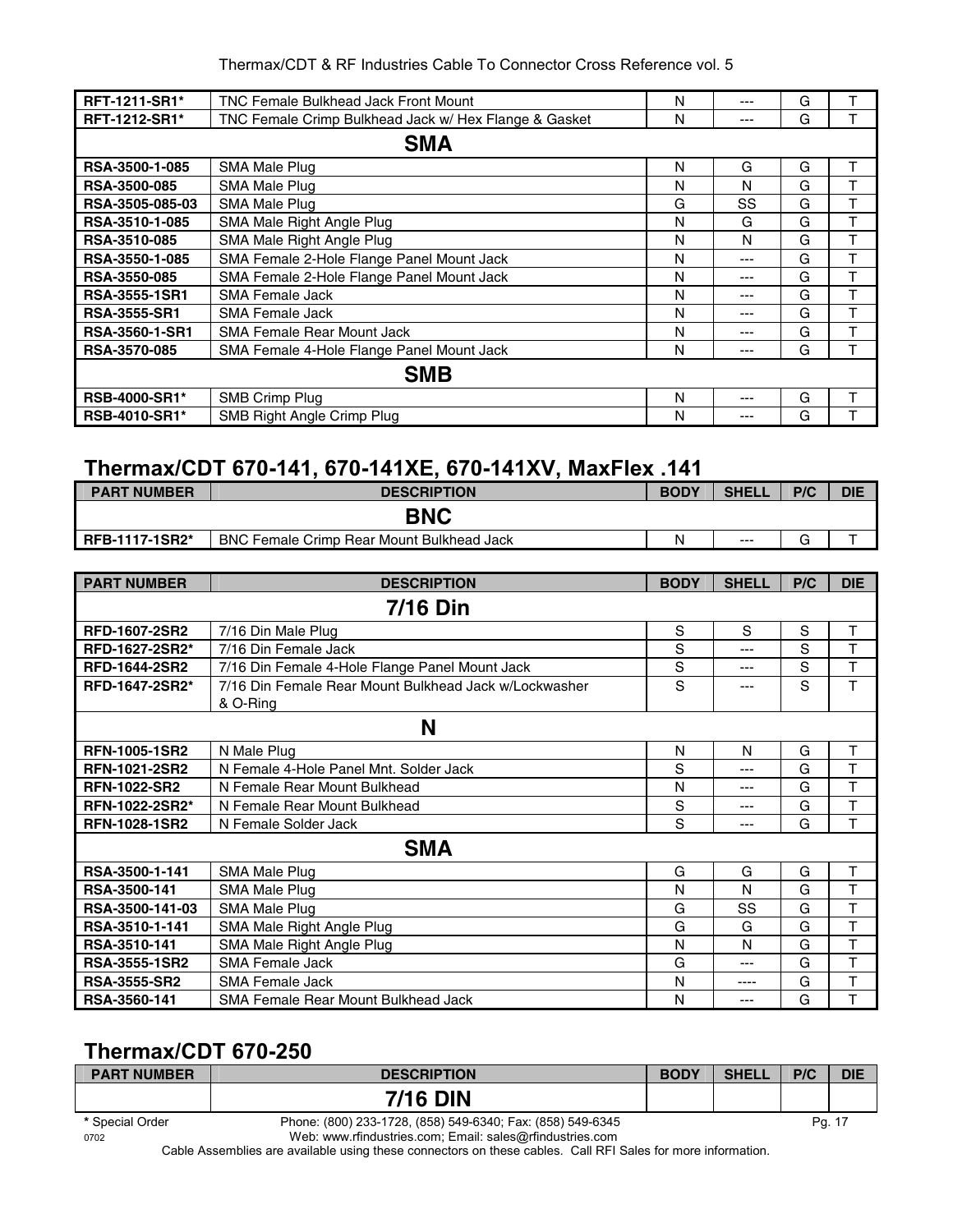| | | | | | |
|---|---|---|---|---|---|
| **RFT-1211-SR1*** | TNC Female Bulkhead Jack Front Mount | N | --- | G | T |
| **RFT-1212-SR1*** | TNC Female Crimp Bulkhead Jack w/ Hex Flange & Gasket | N | --- | G | T |
| | **SMA** | | | | |
| **RSA-3500-1-085** | SMA Male Plug | N | G | G | T |
| **RSA-3500-085** | SMA Male Plug | N | N | G | T |
| **RSA-3505-085-03** | SMA Male Plug | G | SS | G | T |
| **RSA-3510-1-085** | SMA Male Right Angle Plug | N | G | G | T |
| **RSA-3510-085** | SMA Male Right Angle Plug | N | N | G | T |
| **RSA-3550-1-085** | SMA Female 2-Hole Flange Panel Mount Jack | N | --- | G | T |
| **RSA-3550-085** | SMA Female 2-Hole Flange Panel Mount Jack | N | --- | G | T |
| **RSA-3555-1SR1** | SMA Female Jack | N | --- | G | T |
| **RSA-3555-SR1** | SMA Female Jack | N | --- | G | T |
| **RSA-3560-1-SR1** | SMA Female Rear Mount Jack | N | --- | G | T |
| **RSA-3570-085** | SMA Female 4-Hole Flange Panel Mount Jack | N | --- | G | T |
| | **SMB** | | | | |
| **RSB-4000-SR1*** | SMB Crimp Plug | N | --- | G | T |
| **RSB-4010-SR1*** | SMB Right Angle Crimp Plug | N | --- | G | T |

## Thermax/CDT 670-141, 670-141XE, 670-141XV, MaxFlex .141

| PART NUMBER | DESCRIPTION | BODY | SHELL | P/C | DIE |
|---|---|---|---|---|---|
| | **BNC** | | | | |
| **RFB-1117-1SR2*** | BNC Female Crimp Rear Mount Bulkhead Jack | N | --- | G | T |

| PART NUMBER | DESCRIPTION | BODY | SHELL | P/C | DIE |
|---|---|---|---|---|---|
| | **7/16 Din** | | | | |
| **RFD-1607-2SR2** | 7/16 Din Male Plug | S | S | S | T |
| **RFD-1627-2SR2*** | 7/16 Din Female Jack | S | --- | S | T |
| **RFD-1644-2SR2** | 7/16 Din Female 4-Hole Flange Panel Mount Jack | S | --- | S | T |
| **RFD-1647-2SR2*** | 7/16 Din Female Rear Mount Bulkhead Jack w/Lockwasher & O-Ring | S | --- | S | T |
| | **N** | | | | |
| **RFN-1005-1SR2** | N Male Plug | N | N | G | T |
| **RFN-1021-2SR2** | N Female 4-Hole Panel Mnt. Solder Jack | S | --- | G | T |
| **RFN-1022-SR2** | N Female Rear Mount Bulkhead | N | --- | G | T |
| **RFN-1022-2SR2*** | N Female Rear Mount Bulkhead | S | --- | G | T |
| **RFN-1028-1SR2** | N Female Solder Jack | S | --- | G | T |
| | **SMA** | | | | |
| **RSA-3500-1-141** | SMA Male Plug | G | G | G | T |
| **RSA-3500-141** | SMA Male Plug | N | N | G | T |
| **RSA-3500-141-03** | SMA Male Plug | G | SS | G | T |
| **RSA-3510-1-141** | SMA Male Right Angle Plug | G | G | G | T |
| **RSA-3510-141** | SMA Male Right Angle Plug | N | N | G | T |
| **RSA-3555-1SR2** | SMA Female Jack | G | --- | G | T |
| **RSA-3555-SR2** | SMA Female Jack | N | ---- | G | T |
| **RSA-3560-141** | SMA Female Rear Mount Bulkhead Jack | N | --- | G | T |

## Thermax/CDT 670-250

| PART NUMBER | DESCRIPTION | BODY | SHELL | P/C | DIE |
|---|---|---|---|---|---|
| | **7/16 DIN** | | | | |

**\*** Special Order

Phone: (800) 233-1728, (858) 549-6340; Fax: (858) 549-6345
Web: www.rfindustries.com; Email: sales@rfindustries.com

Cable Assemblies are available using these connectors on these cables. Call RFI Sales for more information.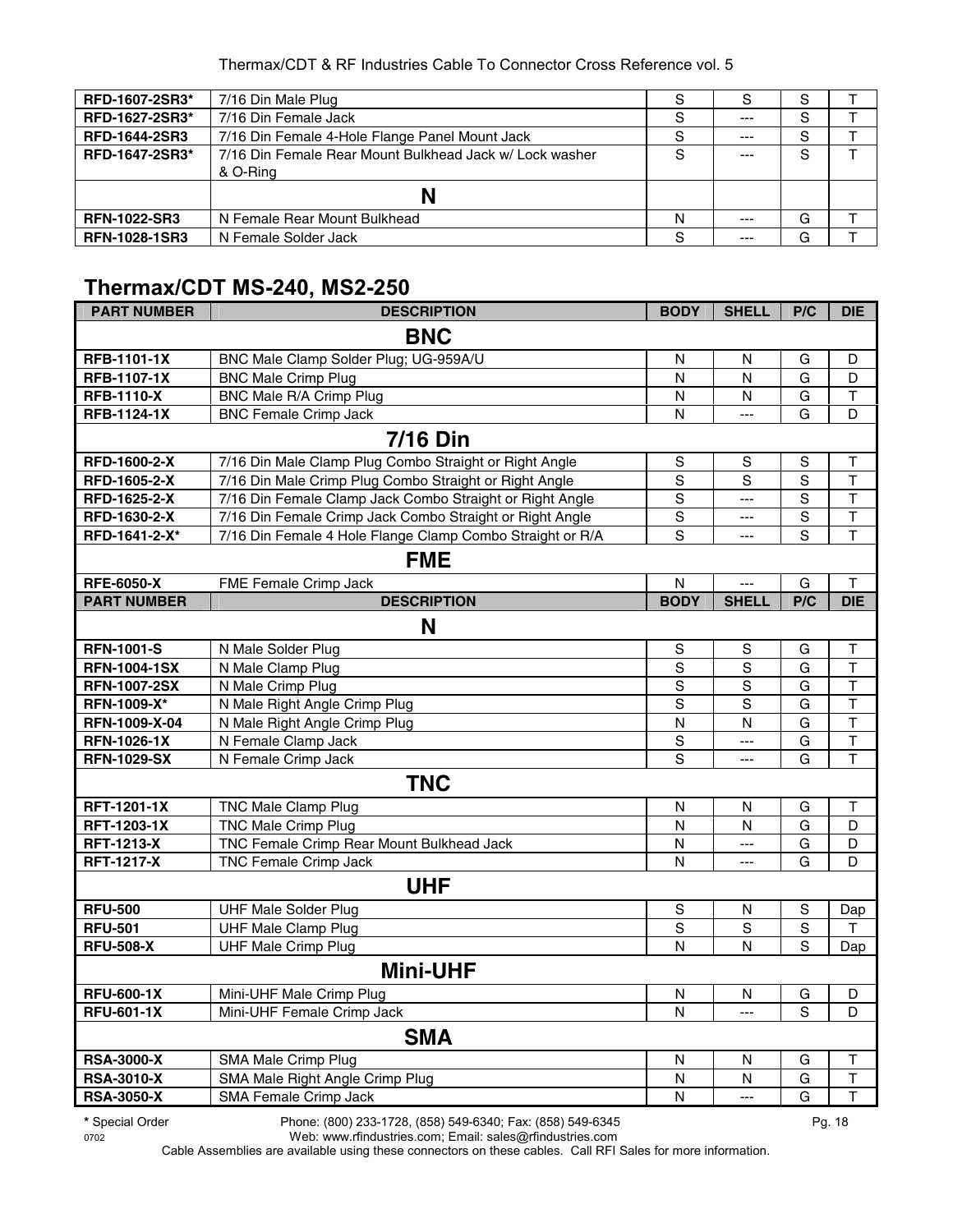| | | | | | |
|---|---|---|---|---|---|
| **RFD-1607-2SR3*** | 7/16 Din Male Plug | S | S | S | T |
| **RFD-1627-2SR3*** | 7/16 Din Female Jack | S | --- | S | T |
| **RFD-1644-2SR3** | 7/16 Din Female 4-Hole Flange Panel Mount Jack | S | --- | S | T |
| **RFD-1647-2SR3*** | 7/16 Din Female Rear Mount Bulkhead Jack w/ Lock washer & O-Ring | S | --- | S | T |
| | **N** | | | | |
| **RFN-1022-SR3** | N Female Rear Mount Bulkhead | N | --- | G | T |
| **RFN-1028-1SR3** | N Female Solder Jack | S | --- | G | T |

## Thermax/CDT MS-240, MS2-250

| PART NUMBER | DESCRIPTION | BODY | SHELL | P/C | DIE |
|---|---|---|---|---|---|
| | **BNC** | | | | |
| **RFB-1101-1X** | BNC Male Clamp Solder Plug; UG-959A/U | N | N | G | D |
| **RFB-1107-1X** | BNC Male Crimp Plug | N | N | G | D |
| **RFB-1110-X** | BNC Male R/A Crimp Plug | N | N | G | T |
| **RFB-1124-1X** | BNC Female Crimp Jack | N | --- | G | D |
| | **7/16 Din** | | | | |
| **RFD-1600-2-X** | 7/16 Din Male Clamp Plug Combo Straight or Right Angle | S | S | S | T |
| **RFD-1605-2-X** | 7/16 Din Male Crimp Plug Combo Straight or Right Angle | S | S | S | T |
| **RFD-1625-2-X** | 7/16 Din Female Clamp Jack Combo Straight or Right Angle | S | --- | S | T |
| **RFD-1630-2-X** | 7/16 Din Female Crimp Jack Combo Straight or Right Angle | S | --- | S | T |
| **RFD-1641-2-X*** | 7/16 Din Female 4 Hole Flange Clamp Combo Straight or R/A | S | --- | S | T |
| | **FME** | | | | |
| **RFE-6050-X** | FME Female Crimp Jack | N | --- | G | T |
| **PART NUMBER** | **DESCRIPTION** | **BODY** | **SHELL** | **P/C** | **DIE** |
| | **N** | | | | |
| **RFN-1001-S** | N Male Solder Plug | S | S | G | T |
| **RFN-1004-1SX** | N Male Clamp Plug | S | S | G | T |
| **RFN-1007-2SX** | N Male Crimp Plug | S | S | G | T |
| **RFN-1009-X*** | N Male Right Angle Crimp Plug | S | S | G | T |
| **RFN-1009-X-04** | N Male Right Angle Crimp Plug | N | N | G | T |
| **RFN-1026-1X** | N Female Clamp Jack | S | --- | G | T |
| **RFN-1029-SX** | N Female Crimp Jack | S | --- | G | T |
| | **TNC** | | | | |
| **RFT-1201-1X** | TNC Male Clamp Plug | N | N | G | T |
| **RFT-1203-1X** | TNC Male Crimp Plug | N | N | G | D |
| **RFT-1213-X** | TNC Female Crimp Rear Mount Bulkhead Jack | N | --- | G | D |
| **RFT-1217-X** | TNC Female Crimp Jack | N | --- | G | D |
| | **UHF** | | | | |
| **RFU-500** | UHF Male Solder Plug | S | N | S | Dap |
| **RFU-501** | UHF Male Clamp Plug | S | S | S | T |
| **RFU-508-X** | UHF Male Crimp Plug | N | N | S | Dap |
| | **Mini-UHF** | | | | |
| **RFU-600-1X** | Mini-UHF Male Crimp Plug | N | N | G | D |
| **RFU-601-1X** | Mini-UHF Female Crimp Jack | N | --- | S | D |
| | **SMA** | | | | |
| **RSA-3000-X** | SMA Male Crimp Plug | N | N | G | T |
| **RSA-3010-X** | SMA Male Right Angle Crimp Plug | N | N | G | T |
| **RSA-3050-X** | SMA Female Crimp Jack | N | --- | G | T |

**\*** Special Order

Cable Assemblies are available using these connectors on these cables. Call RFI Sales for more information.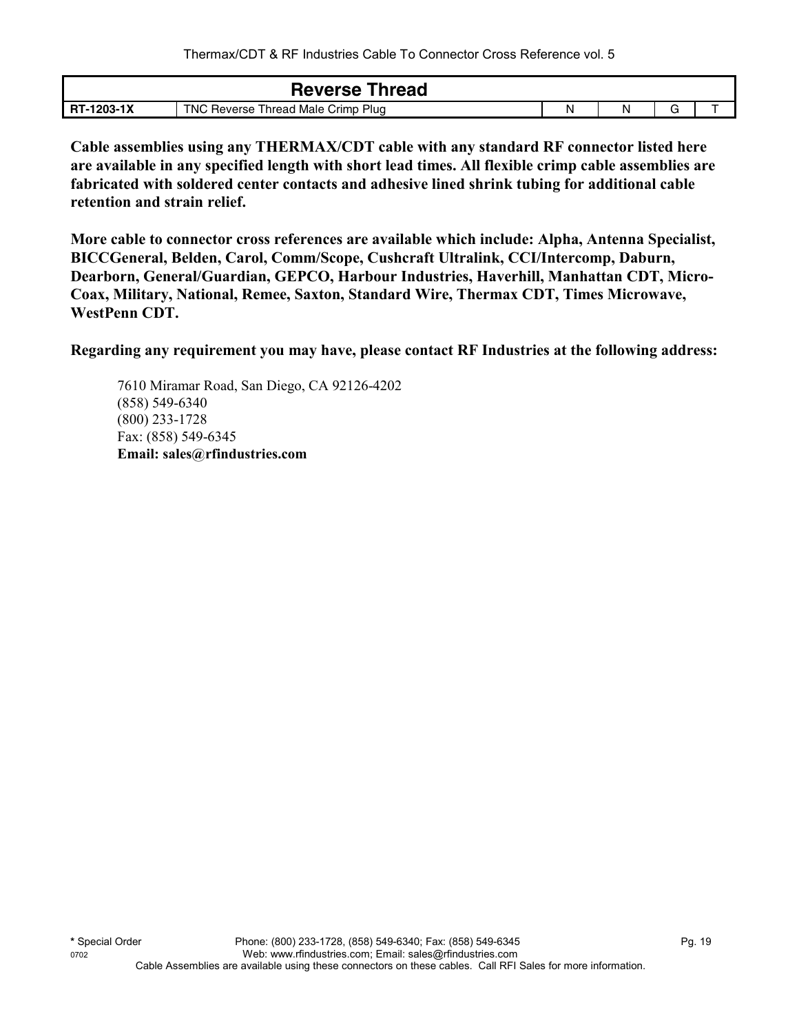| Reverse Thread | | | | | |
| --- | --- | --- | --- | --- | --- |
| **RT-1203-1X** | TNC Reverse Thread Male Crimp Plug | N | N | G | T |

**Cable assemblies using any THERMAX/CDT cable with any standard RF connector listed here are available in any specified length with short lead times. All flexible crimp cable assemblies are fabricated with soldered center contacts and adhesive lined shrink tubing for additional cable retention and strain relief.**

**More cable to connector cross references are available which include: Alpha, Antenna Specialist, BICCGeneral, Belden, Carol, Comm/Scope, Cushcraft Ultralink, CCI/Intercomp, Daburn, Dearborn, General/Guardian, GEPCO, Harbour Industries, Haverhill, Manhattan CDT, Micro-Coax, Military, National, Remee, Saxton, Standard Wire, Thermax CDT, Times Microwave, WestPenn CDT.**

**Regarding any requirement you may have, please contact RF Industries at the following address:**

7610 Miramar Road, San Diego, CA 92126-4202
(858) 549-6340
(800) 233-1728
Fax: (858) 549-6345
**Email: sales@rfindustries.com**

**\*** Special Order

Cable Assemblies are available using these connectors on these cables. Call RFI Sales for more information.